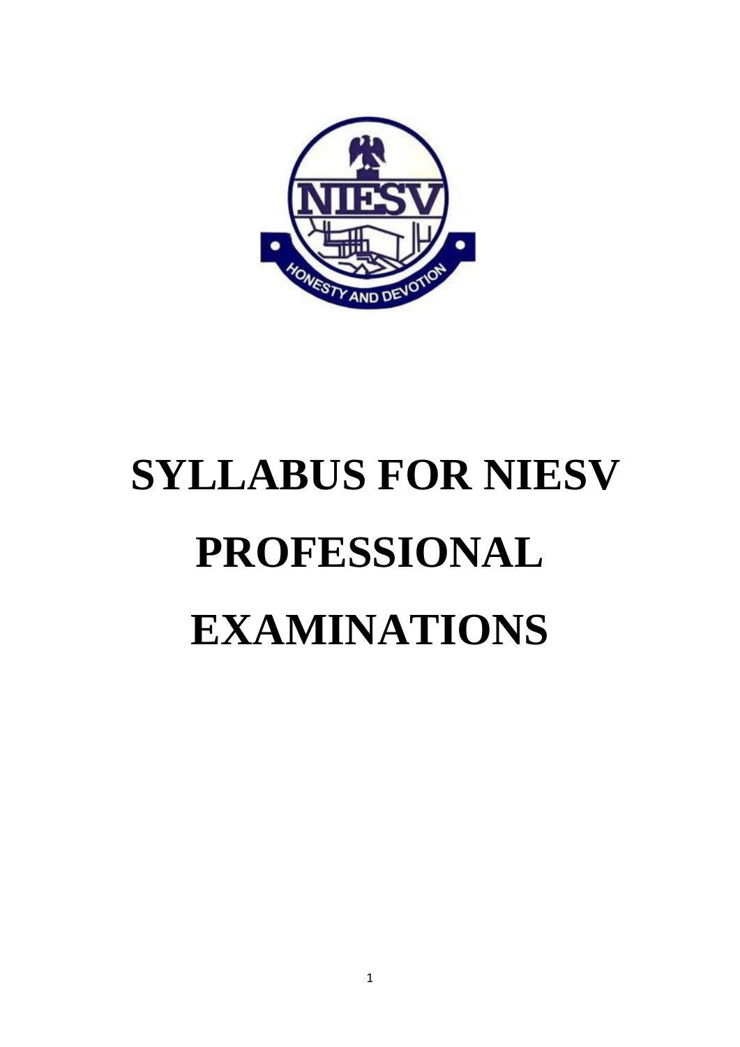# SYLLABUS FOR NIESV PROFESSIONAL EXAMINATIONS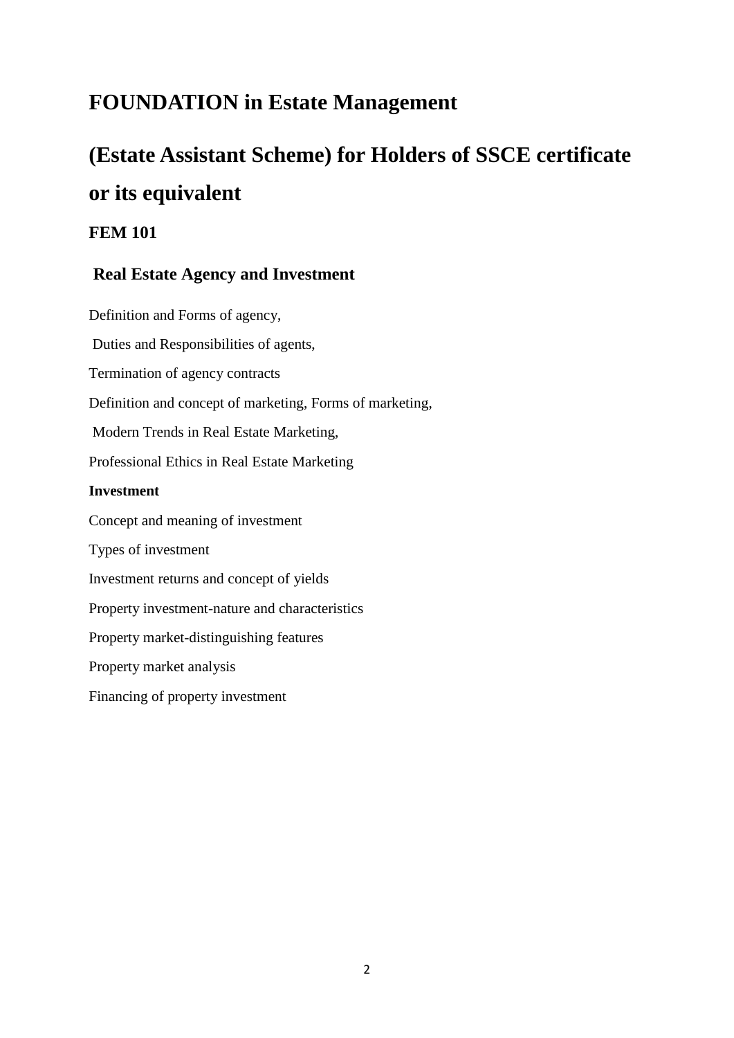# FOUNDATION in Estate Management

# (Estate Assistant Scheme) for Holders of SSCE certificate or its equivalent

### FEM 101

### Real Estate Agency and Investment

Definition and Forms of agency,

Duties and Responsibilities of agents,

Termination of agency contracts

Definition and concept of marketing, Forms of marketing,

Modern Trends in Real Estate Marketing,

Professional Ethics in Real Estate Marketing

**Investment**

Concept and meaning of investment

Types of investment

Investment returns and concept of yields

Property investment-nature and characteristics

Property market-distinguishing features

Property market analysis

Financing of property investment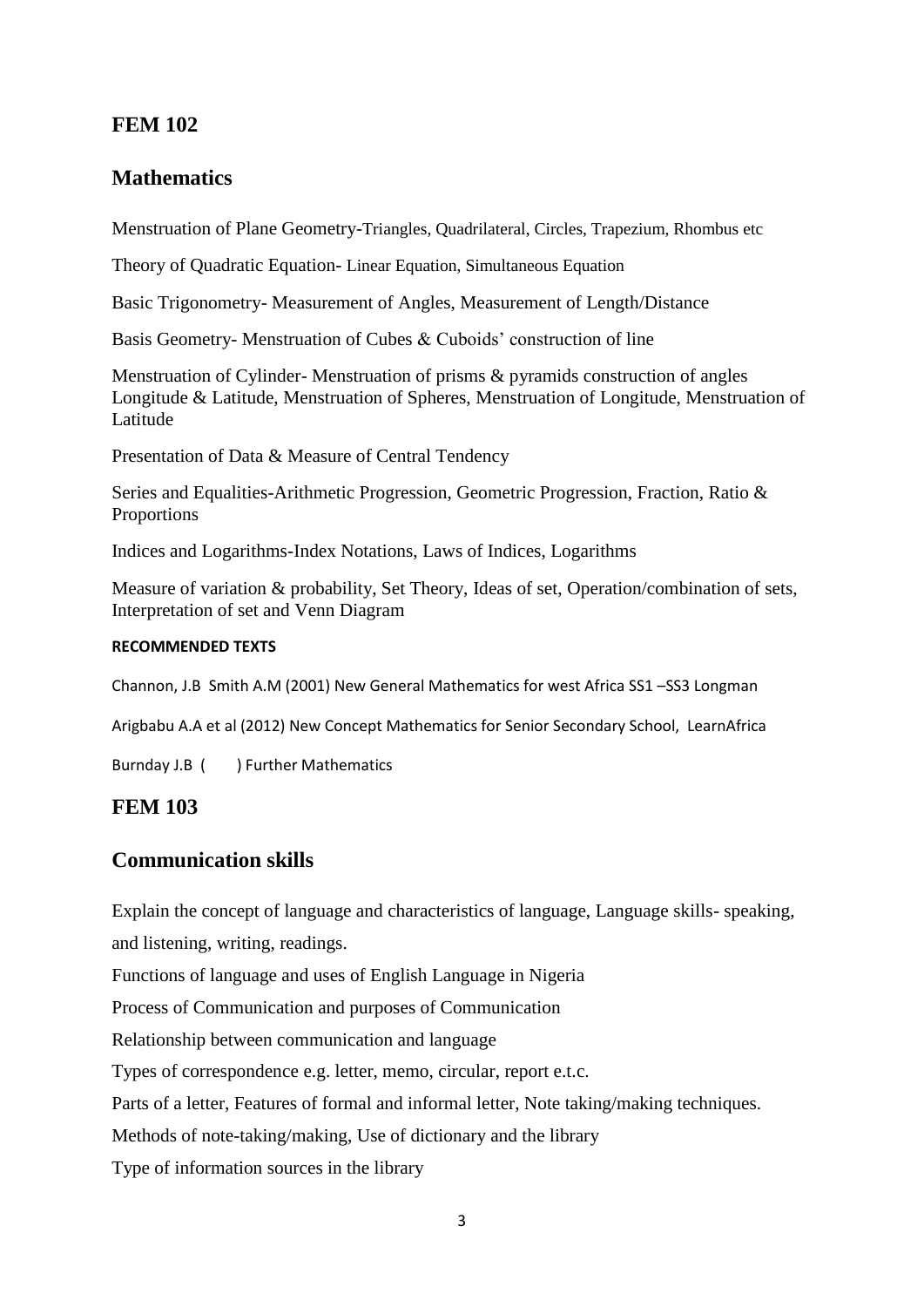## FEM 102

## Mathematics

Menstruation of Plane Geometry-Triangles, Quadrilateral, Circles, Trapezium, Rhombus etc

Theory of Quadratic Equation- Linear Equation, Simultaneous Equation

Basic Trigonometry- Measurement of Angles, Measurement of Length/Distance

Basis Geometry- Menstruation of Cubes & Cuboids' construction of line

Menstruation of Cylinder- Menstruation of prisms & pyramids construction of angles Longitude & Latitude, Menstruation of Spheres, Menstruation of Longitude, Menstruation of Latitude

Presentation of Data & Measure of Central Tendency

Series and Equalities-Arithmetic Progression, Geometric Progression, Fraction, Ratio & Proportions

Indices and Logarithms-Index Notations, Laws of Indices, Logarithms

Measure of variation & probability, Set Theory, Ideas of set, Operation/combination of sets, Interpretation of set and Venn Diagram

**RECOMMENDED TEXTS**

Channon, J.B Smith A.M (2001) New General Mathematics for west Africa SS1 –SS3 Longman

Arigbabu A.A et al (2012) New Concept Mathematics for Senior Secondary School, LearnAfrica

Burnday J.B ( ) Further Mathematics

## FEM 103

## Communication skills

Explain the concept of language and characteristics of language, Language skills- speaking, and listening, writing, readings.

Functions of language and uses of English Language in Nigeria

Process of Communication and purposes of Communication

Relationship between communication and language

Types of correspondence e.g. letter, memo, circular, report e.t.c.

Parts of a letter, Features of formal and informal letter, Note taking/making techniques.

Methods of note-taking/making, Use of dictionary and the library

Type of information sources in the library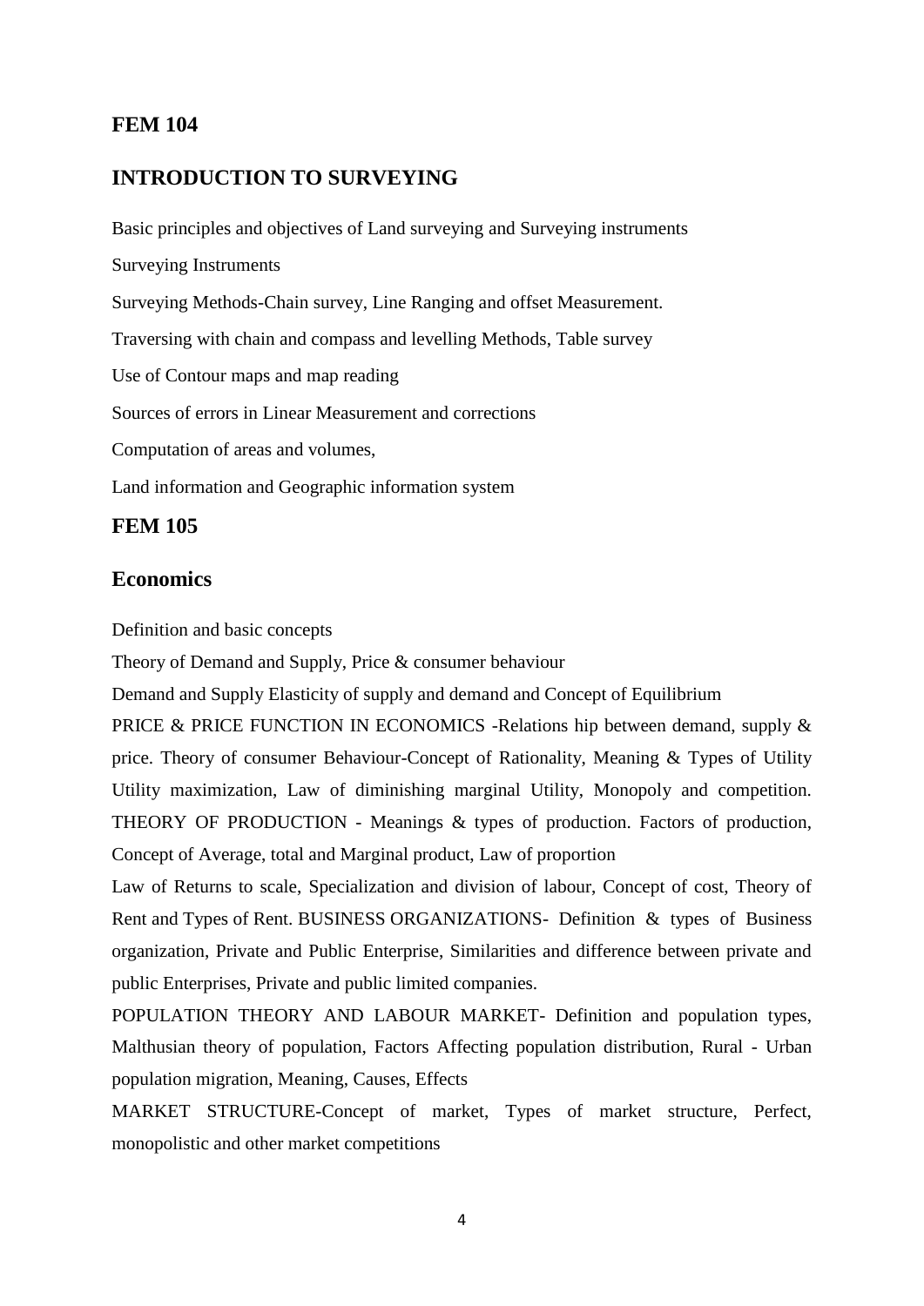## FEM 104

## INTRODUCTION TO SURVEYING

Basic principles and objectives of Land surveying and Surveying instruments

Surveying Instruments

Surveying Methods-Chain survey, Line Ranging and offset Measurement.

Traversing with chain and compass and levelling Methods, Table survey

Use of Contour maps and map reading

Sources of errors in Linear Measurement and corrections

Computation of areas and volumes,

Land information and Geographic information system

## FEM 105

## Economics

Definition and basic concepts

Theory of Demand and Supply, Price & consumer behaviour

Demand and Supply Elasticity of supply and demand and Concept of Equilibrium

PRICE & PRICE FUNCTION IN ECONOMICS -Relations hip between demand, supply & price. Theory of consumer Behaviour-Concept of Rationality, Meaning & Types of Utility Utility maximization, Law of diminishing marginal Utility, Monopoly and competition. THEORY OF PRODUCTION - Meanings & types of production. Factors of production, Concept of Average, total and Marginal product, Law of proportion

Law of Returns to scale, Specialization and division of labour, Concept of cost, Theory of Rent and Types of Rent. BUSINESS ORGANIZATIONS- Definition & types of Business organization, Private and Public Enterprise, Similarities and difference between private and public Enterprises, Private and public limited companies.

POPULATION THEORY AND LABOUR MARKET- Definition and population types, Malthusian theory of population, Factors Affecting population distribution, Rural - Urban population migration, Meaning, Causes, Effects

MARKET STRUCTURE-Concept of market, Types of market structure, Perfect, monopolistic and other market competitions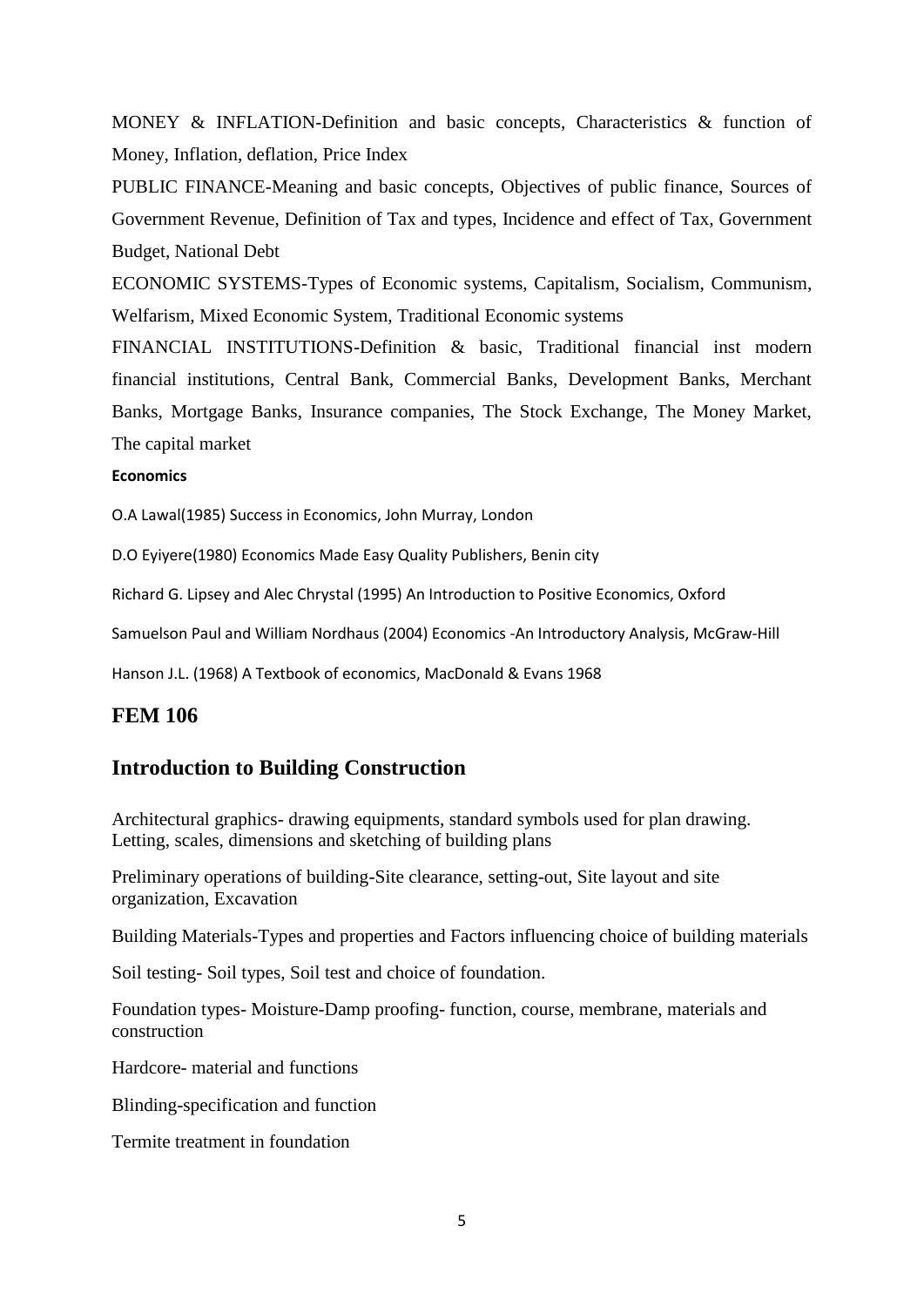MONEY & INFLATION-Definition and basic concepts, Characteristics & function of Money, Inflation, deflation, Price Index

PUBLIC FINANCE-Meaning and basic concepts, Objectives of public finance, Sources of Government Revenue, Definition of Tax and types, Incidence and effect of Tax, Government Budget, National Debt

ECONOMIC SYSTEMS-Types of Economic systems, Capitalism, Socialism, Communism, Welfarism, Mixed Economic System, Traditional Economic systems

FINANCIAL INSTITUTIONS-Definition & basic, Traditional financial inst modern financial institutions, Central Bank, Commercial Banks, Development Banks, Merchant Banks, Mortgage Banks, Insurance companies, The Stock Exchange, The Money Market, The capital market

**Economics**

O.A Lawal(1985) Success in Economics, John Murray, London

D.O Eyiyere(1980) Economics Made Easy Quality Publishers, Benin city

Richard G. Lipsey and Alec Chrystal (1995) An Introduction to Positive Economics, Oxford

Samuelson Paul and William Nordhaus (2004) Economics -An Introductory Analysis, McGraw-Hill

Hanson J.L. (1968) A Textbook of economics, MacDonald & Evans 1968

## FEM 106

## Introduction to Building Construction

Architectural graphics- drawing equipments, standard symbols used for plan drawing. Letting, scales, dimensions and sketching of building plans

Preliminary operations of building-Site clearance, setting-out, Site layout and site organization, Excavation

Building Materials-Types and properties and Factors influencing choice of building materials

Soil testing- Soil types, Soil test and choice of foundation.

Foundation types- Moisture-Damp proofing- function, course, membrane, materials and construction

Hardcore- material and functions

Blinding-specification and function

Termite treatment in foundation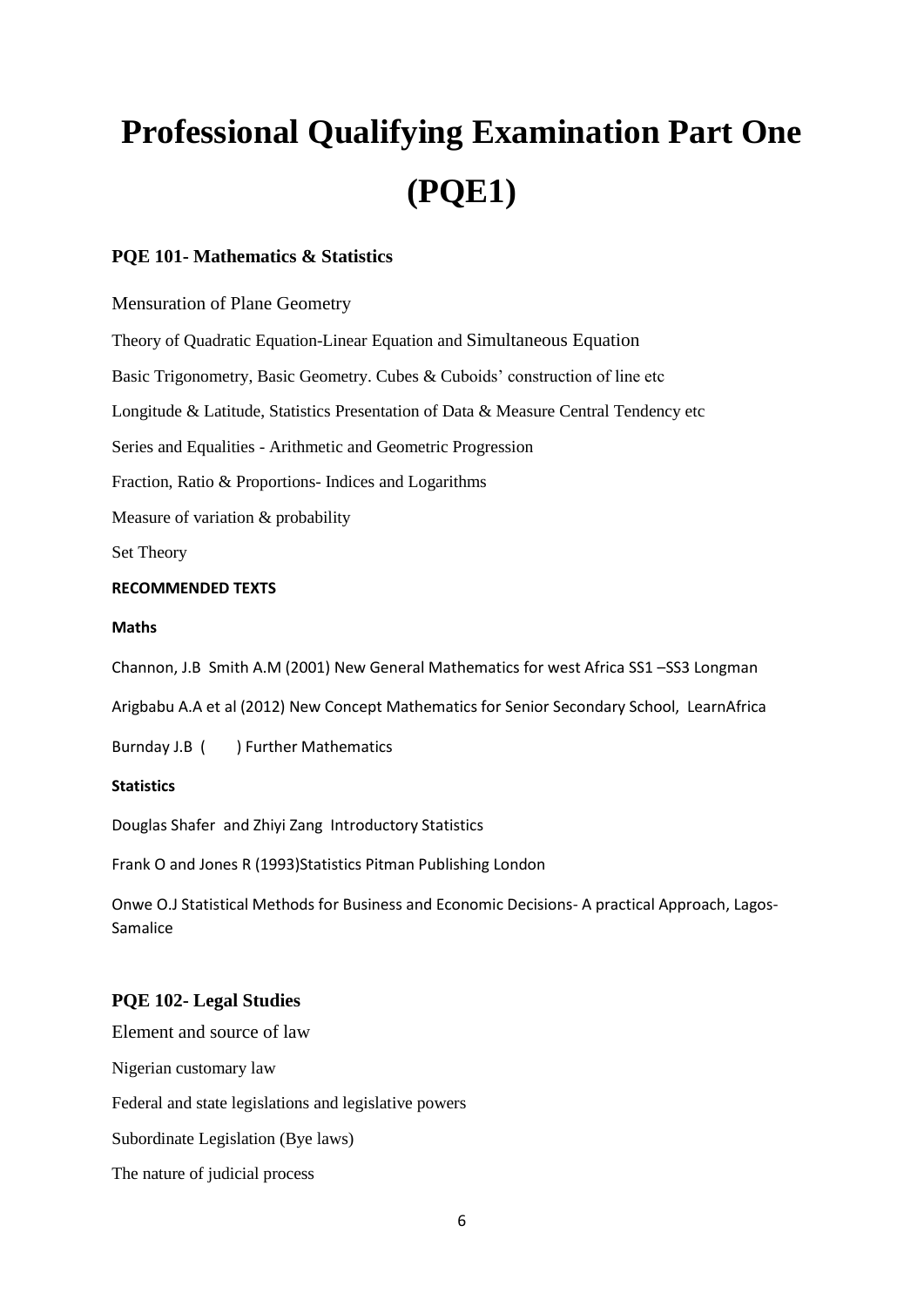# Professional Qualifying Examination Part One (PQE1)

### PQE 101- Mathematics & Statistics

Mensuration of Plane Geometry

Theory of Quadratic Equation-Linear Equation and Simultaneous Equation

Basic Trigonometry, Basic Geometry. Cubes & Cuboids' construction of line etc

Longitude & Latitude, Statistics Presentation of Data & Measure Central Tendency etc

Series and Equalities - Arithmetic and Geometric Progression

Fraction, Ratio & Proportions- Indices and Logarithms

Measure of variation & probability

Set Theory

**RECOMMENDED TEXTS**

**Maths**

Channon, J.B Smith A.M (2001) New General Mathematics for west Africa SS1 –SS3 Longman

Arigbabu A.A et al (2012) New Concept Mathematics for Senior Secondary School, LearnAfrica

Burnday J.B ( ) Further Mathematics

**Statistics**

Douglas Shafer and Zhiyi Zang Introductory Statistics

Frank O and Jones R (1993)Statistics Pitman Publishing London

Onwe O.J Statistical Methods for Business and Economic Decisions- A practical Approach, Lagos-Samalice

### PQE 102- Legal Studies

Element and source of law

Nigerian customary law

Federal and state legislations and legislative powers

Subordinate Legislation (Bye laws)

The nature of judicial process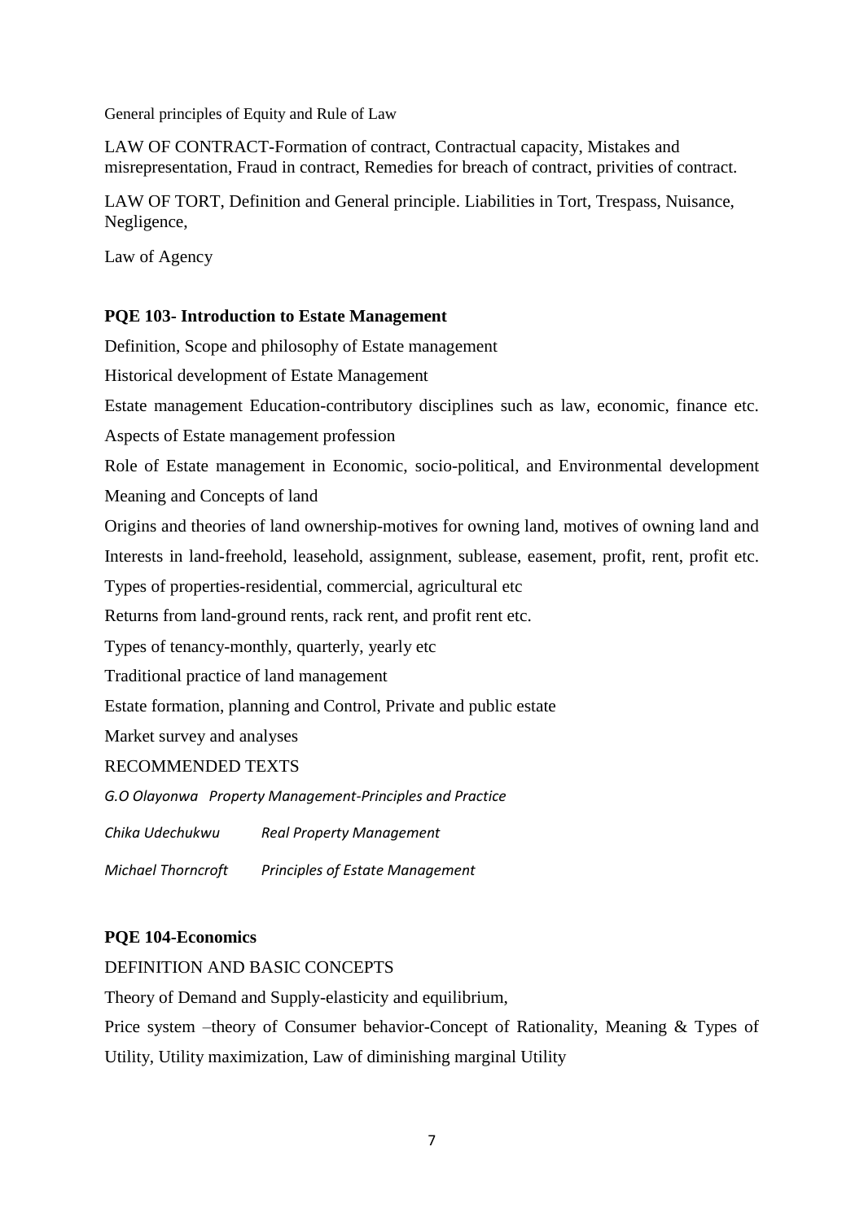General principles of Equity and Rule of Law

LAW OF CONTRACT-Formation of contract, Contractual capacity, Mistakes and misrepresentation, Fraud in contract, Remedies for breach of contract, privities of contract.

LAW OF TORT, Definition and General principle. Liabilities in Tort, Trespass, Nuisance, Negligence,

Law of Agency

**PQE 103- Introduction to Estate Management**

Definition, Scope and philosophy of Estate management

Historical development of Estate Management

Estate management Education-contributory disciplines such as law, economic, finance etc.

Aspects of Estate management profession

Role of Estate management in Economic, socio-political, and Environmental development

Meaning and Concepts of land

Origins and theories of land ownership-motives for owning land, motives of owning land and

Interests in land-freehold, leasehold, assignment, sublease, easement, profit, rent, profit etc.

Types of properties-residential, commercial, agricultural etc

Returns from land-ground rents, rack rent, and profit rent etc.

Types of tenancy-monthly, quarterly, yearly etc

Traditional practice of land management

Estate formation, planning and Control, Private and public estate

Market survey and analyses

RECOMMENDED TEXTS

*G.O Olayonwa Property Management-Principles and Practice*

*Chika Udechukwu Real Property Management*

*Michael Thorncroft Principles of Estate Management*

**PQE 104-Economics**

DEFINITION AND BASIC CONCEPTS

Theory of Demand and Supply-elasticity and equilibrium,

Price system –theory of Consumer behavior-Concept of Rationality, Meaning & Types of Utility, Utility maximization, Law of diminishing marginal Utility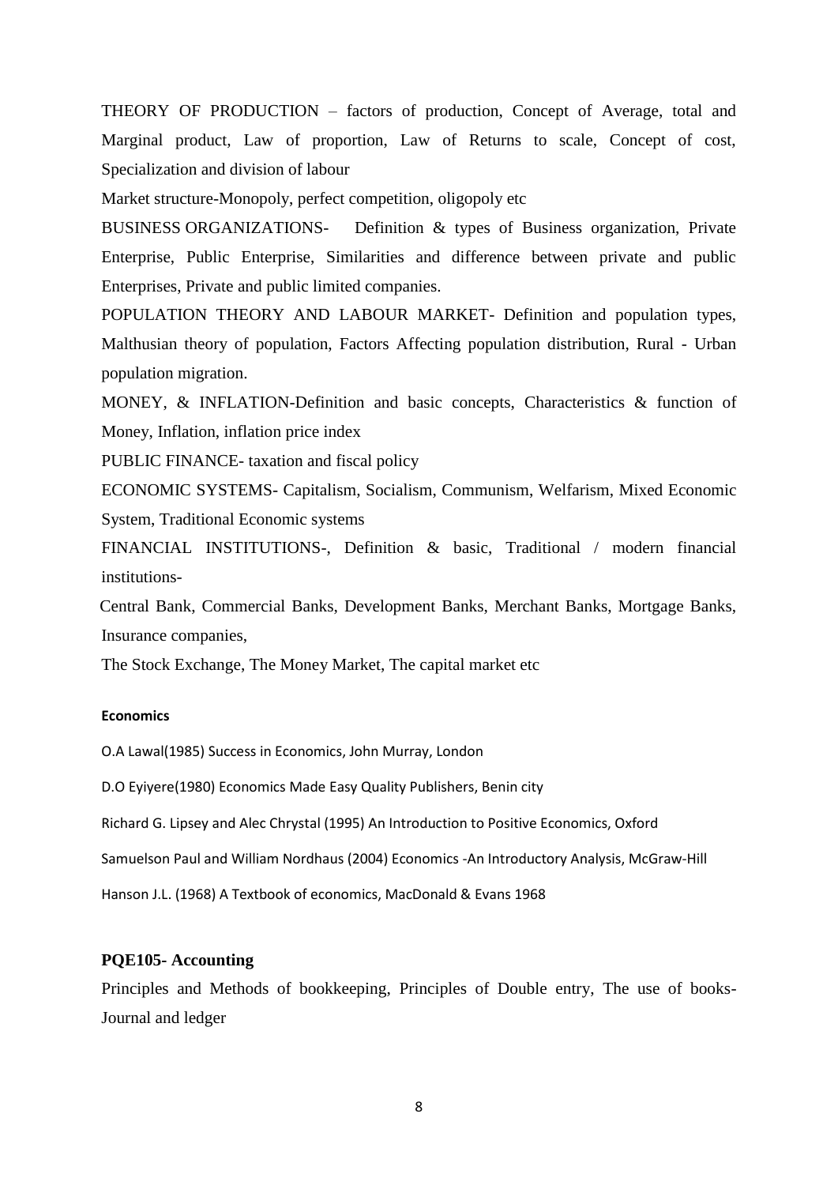THEORY OF PRODUCTION – factors of production, Concept of Average, total and Marginal product, Law of proportion, Law of Returns to scale, Concept of cost, Specialization and division of labour

Market structure-Monopoly, perfect competition, oligopoly etc

BUSINESS ORGANIZATIONS- Definition & types of Business organization, Private Enterprise, Public Enterprise, Similarities and difference between private and public Enterprises, Private and public limited companies.

POPULATION THEORY AND LABOUR MARKET- Definition and population types, Malthusian theory of population, Factors Affecting population distribution, Rural - Urban population migration.

MONEY, & INFLATION-Definition and basic concepts, Characteristics & function of Money, Inflation, inflation price index

PUBLIC FINANCE- taxation and fiscal policy

ECONOMIC SYSTEMS- Capitalism, Socialism, Communism, Welfarism, Mixed Economic System, Traditional Economic systems

FINANCIAL INSTITUTIONS-, Definition & basic, Traditional / modern financial institutions-

Central Bank, Commercial Banks, Development Banks, Merchant Banks, Mortgage Banks, Insurance companies,

The Stock Exchange, The Money Market, The capital market etc

**Economics**

O.A Lawal(1985) Success in Economics, John Murray, London

D.O Eyiyere(1980) Economics Made Easy Quality Publishers, Benin city

Richard G. Lipsey and Alec Chrystal (1995) An Introduction to Positive Economics, Oxford

Samuelson Paul and William Nordhaus (2004) Economics -An Introductory Analysis, McGraw-Hill

Hanson J.L. (1968) A Textbook of economics, MacDonald & Evans 1968

## PQE105- Accounting

Principles and Methods of bookkeeping, Principles of Double entry, The use of books- Journal and ledger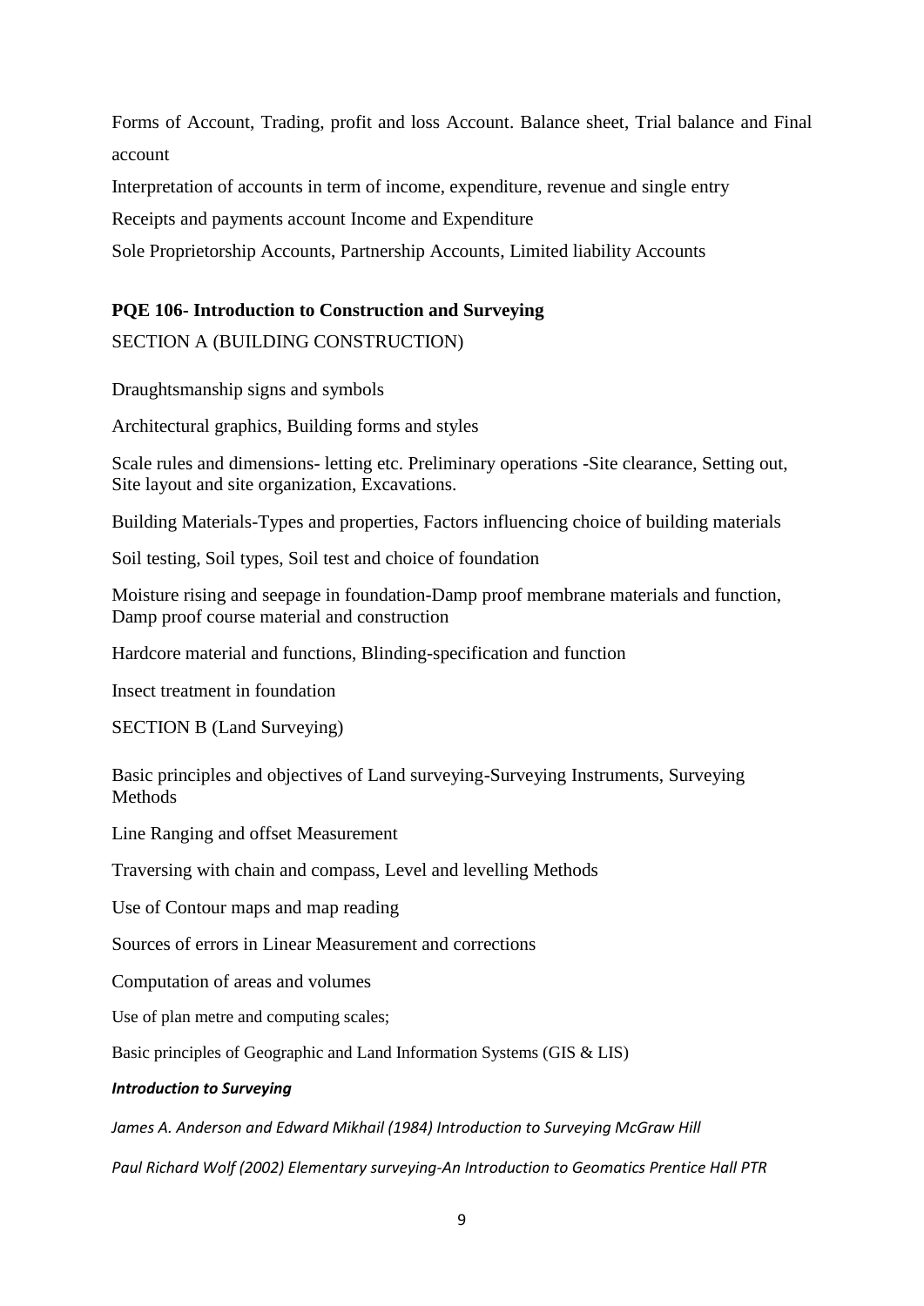Forms of Account, Trading, profit and loss Account. Balance sheet, Trial balance and Final account

Interpretation of accounts in term of income, expenditure, revenue and single entry

Receipts and payments account Income and Expenditure

Sole Proprietorship Accounts, Partnership Accounts, Limited liability Accounts

**PQE 106- Introduction to Construction and Surveying**

SECTION A (BUILDING CONSTRUCTION)

Draughtsmanship signs and symbols

Architectural graphics, Building forms and styles

Scale rules and dimensions- letting etc. Preliminary operations -Site clearance, Setting out, Site layout and site organization, Excavations.

Building Materials-Types and properties, Factors influencing choice of building materials

Soil testing, Soil types, Soil test and choice of foundation

Moisture rising and seepage in foundation-Damp proof membrane materials and function, Damp proof course material and construction

Hardcore material and functions, Blinding-specification and function

Insect treatment in foundation

SECTION B (Land Surveying)

Basic principles and objectives of Land surveying-Surveying Instruments, Surveying Methods

Line Ranging and offset Measurement

Traversing with chain and compass, Level and levelling Methods

Use of Contour maps and map reading

Sources of errors in Linear Measurement and corrections

Computation of areas and volumes

Use of plan metre and computing scales;

Basic principles of Geographic and Land Information Systems (GIS & LIS)

***Introduction to Surveying***

*James A. Anderson and Edward Mikhail (1984) Introduction to Surveying McGraw Hill*

*Paul Richard Wolf (2002) Elementary surveying-An Introduction to Geomatics Prentice Hall PTR*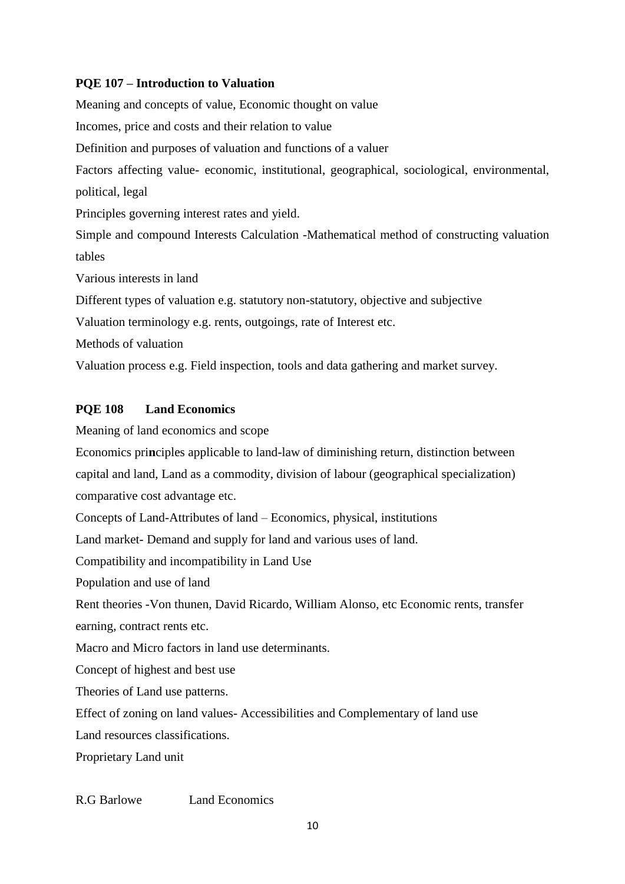**PQE 107 – Introduction to Valuation**

Meaning and concepts of value, Economic thought on value

Incomes, price and costs and their relation to value

Definition and purposes of valuation and functions of a valuer

Factors affecting value- economic, institutional, geographical, sociological, environmental, political, legal

Principles governing interest rates and yield.

Simple and compound Interests Calculation -Mathematical method of constructing valuation tables

Various interests in land

Different types of valuation e.g. statutory non-statutory, objective and subjective

Valuation terminology e.g. rents, outgoings, rate of Interest etc.

Methods of valuation

Valuation process e.g. Field inspection, tools and data gathering and market survey.

**PQE 108 Land Economics**

Meaning of land economics and scope

Economics pri**n**ciples applicable to land-law of diminishing return, distinction between capital and land, Land as a commodity, division of labour (geographical specialization) comparative cost advantage etc.

Concepts of Land-Attributes of land – Economics, physical, institutions

Land market- Demand and supply for land and various uses of land.

Compatibility and incompatibility in Land Use

Population and use of land

Rent theories -Von thunen, David Ricardo, William Alonso, etc Economic rents, transfer earning, contract rents etc.

Macro and Micro factors in land use determinants.

Concept of highest and best use

Theories of Land use patterns.

Effect of zoning on land values- Accessibilities and Complementary of land use

Land resources classifications.

Proprietary Land unit

R.G Barlowe Land Economics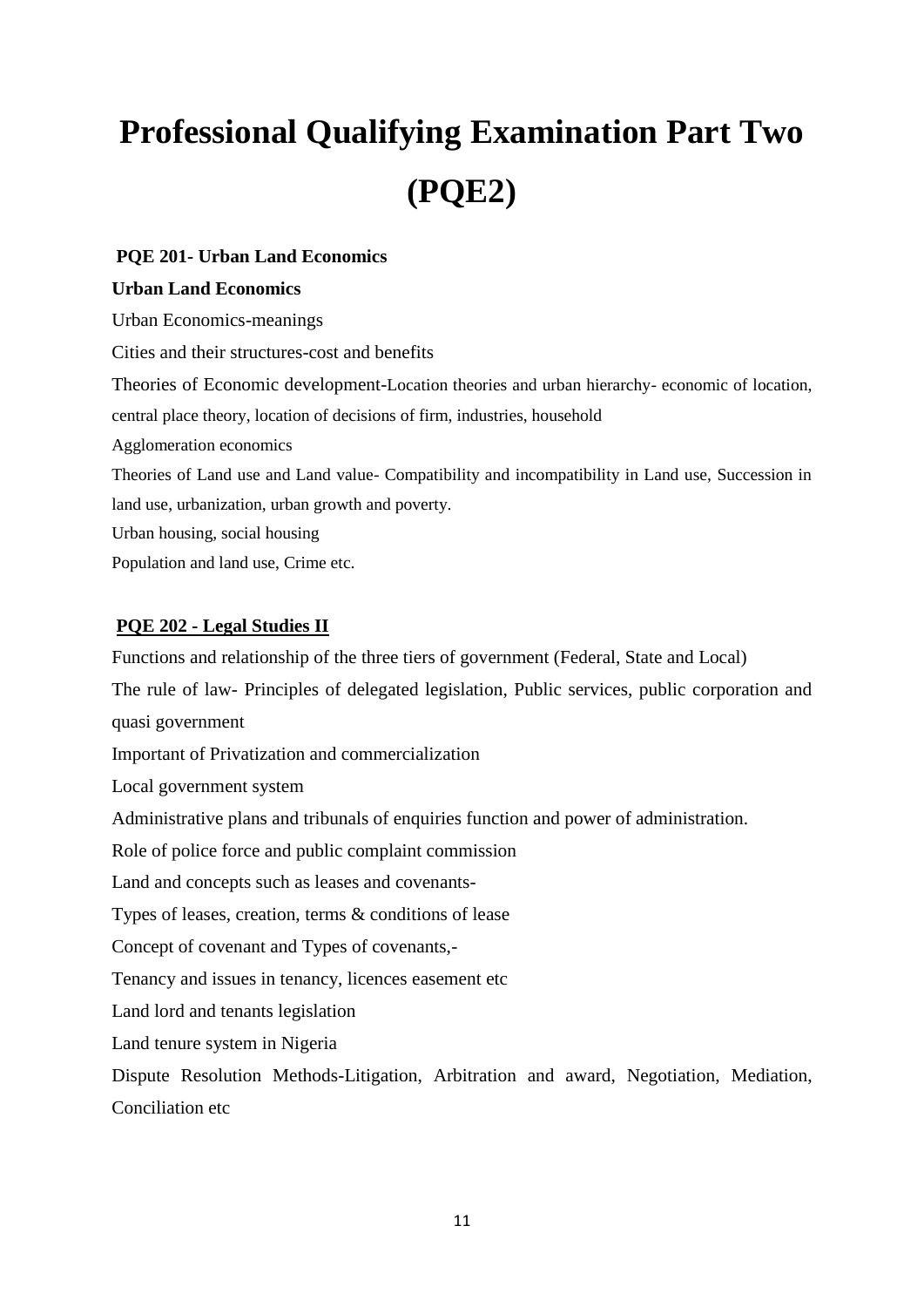# Professional Qualifying Examination Part Two (PQE2)

**PQE 201- Urban Land Economics**

**Urban Land Economics**

Urban Economics-meanings

Cities and their structures-cost and benefits

Theories of Economic development-Location theories and urban hierarchy- economic of location, central place theory, location of decisions of firm, industries, household

Agglomeration economics

Theories of Land use and Land value- Compatibility and incompatibility in Land use, Succession in land use, urbanization, urban growth and poverty.

Urban housing, social housing

Population and land use, Crime etc.

**PQE 202 - Legal Studies II**

Functions and relationship of the three tiers of government (Federal, State and Local)

The rule of law- Principles of delegated legislation, Public services, public corporation and quasi government

Important of Privatization and commercialization

Local government system

Administrative plans and tribunals of enquiries function and power of administration.

Role of police force and public complaint commission

Land and concepts such as leases and covenants-

Types of leases, creation, terms & conditions of lease

Concept of covenant and Types of covenants,-

Tenancy and issues in tenancy, licences easement etc

Land lord and tenants legislation

Land tenure system in Nigeria

Dispute Resolution Methods-Litigation, Arbitration and award, Negotiation, Mediation, Conciliation etc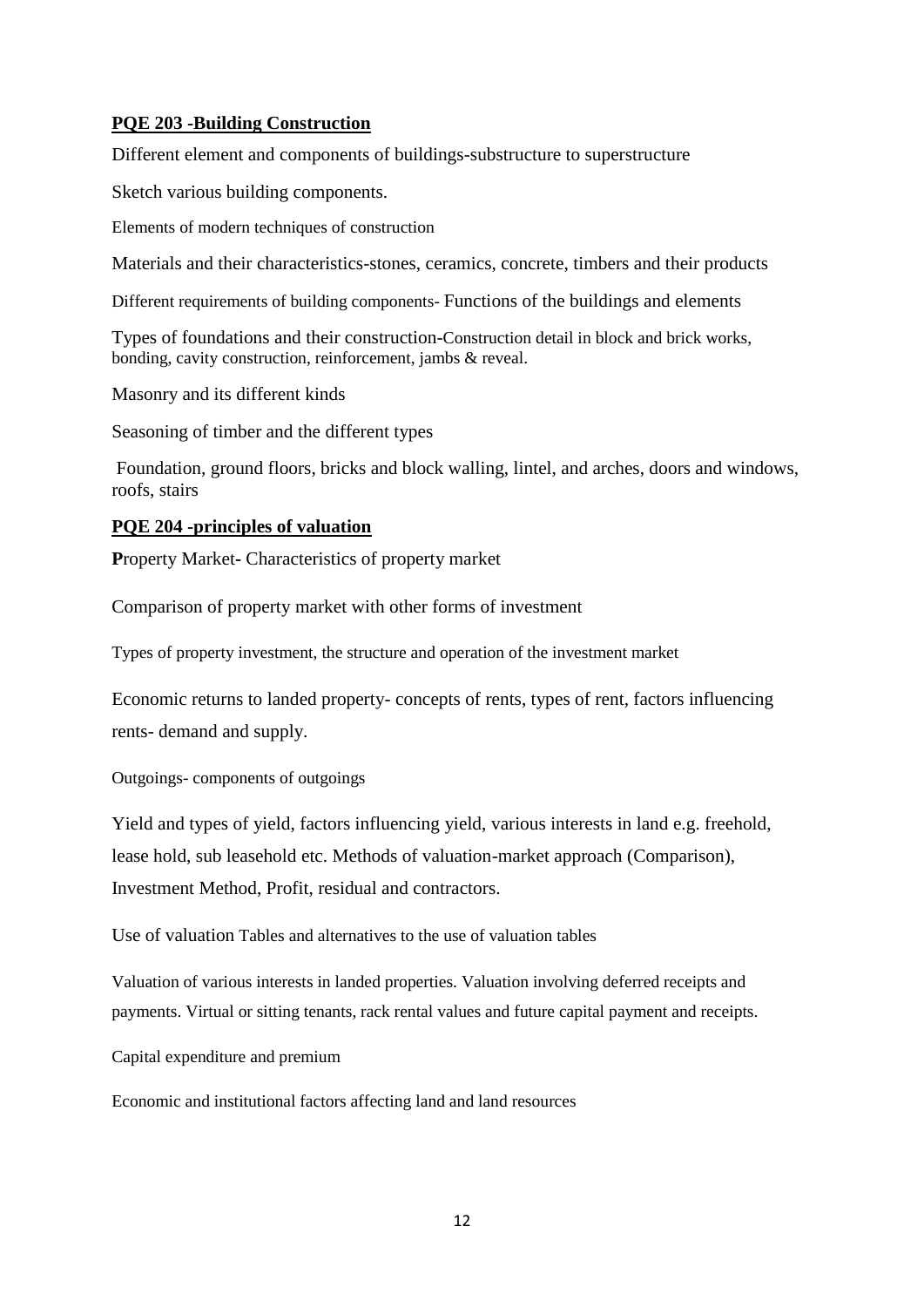## PQE 203 -Building Construction

Different element and components of buildings-substructure to superstructure

Sketch various building components.

Elements of modern techniques of construction

Materials and their characteristics-stones, ceramics, concrete, timbers and their products

Different requirements of building components- Functions of the buildings and elements

Types of foundations and their construction-Construction detail in block and brick works, bonding, cavity construction, reinforcement, jambs & reveal.

Masonry and its different kinds

Seasoning of timber and the different types

Foundation, ground floors, bricks and block walling, lintel, and arches, doors and windows, roofs, stairs

## PQE 204 -principles of valuation

**P**roperty Market**-** Characteristics of property market

Comparison of property market with other forms of investment

Types of property investment, the structure and operation of the investment market

Economic returns to landed property- concepts of rents, types of rent, factors influencing rents- demand and supply.

Outgoings- components of outgoings

Yield and types of yield, factors influencing yield, various interests in land e.g. freehold, lease hold, sub leasehold etc. Methods of valuation-market approach (Comparison), Investment Method, Profit, residual and contractors.

Use of valuation Tables and alternatives to the use of valuation tables

Valuation of various interests in landed properties. Valuation involving deferred receipts and payments. Virtual or sitting tenants, rack rental values and future capital payment and receipts.

Capital expenditure and premium

Economic and institutional factors affecting land and land resources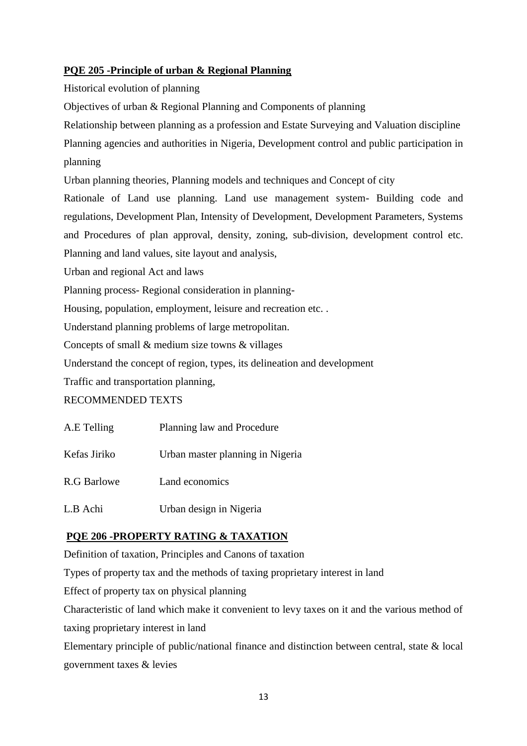**PQE 205 -Principle of urban & Regional Planning**

Historical evolution of planning

Objectives of urban & Regional Planning and Components of planning

Relationship between planning as a profession and Estate Surveying and Valuation discipline

Planning agencies and authorities in Nigeria, Development control and public participation in planning

Urban planning theories, Planning models and techniques and Concept of city

Rationale of Land use planning. Land use management system- Building code and regulations, Development Plan, Intensity of Development, Development Parameters, Systems and Procedures of plan approval, density, zoning, sub-division, development control etc. Planning and land values, site layout and analysis,

Urban and regional Act and laws

Planning process- Regional consideration in planning-

Housing, population, employment, leisure and recreation etc. .

Understand planning problems of large metropolitan.

Concepts of small & medium size towns & villages

Understand the concept of region, types, its delineation and development

Traffic and transportation planning,

RECOMMENDED TEXTS

| | |
|---|---|
| A.E Telling | Planning law and Procedure |
| Kefas Jiriko | Urban master planning in Nigeria |
| R.G Barlowe | Land economics |
| L.B Achi | Urban design in Nigeria |

**PQE 206 -PROPERTY RATING & TAXATION**

Definition of taxation, Principles and Canons of taxation

Types of property tax and the methods of taxing proprietary interest in land

Effect of property tax on physical planning

Characteristic of land which make it convenient to levy taxes on it and the various method of taxing proprietary interest in land

Elementary principle of public/national finance and distinction between central, state & local government taxes & levies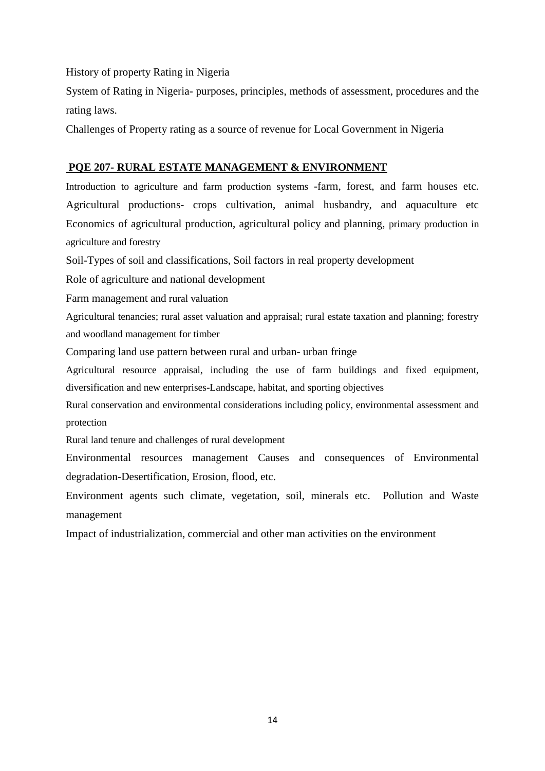History of property Rating in Nigeria

System of Rating in Nigeria- purposes, principles, methods of assessment, procedures and the rating laws.

Challenges of Property rating as a source of revenue for Local Government in Nigeria

## PQE 207- RURAL ESTATE MANAGEMENT & ENVIRONMENT

Introduction to agriculture and farm production systems -farm, forest, and farm houses etc. Agricultural productions- crops cultivation, animal husbandry, and aquaculture etc Economics of agricultural production, agricultural policy and planning, primary production in agriculture and forestry

Soil-Types of soil and classifications, Soil factors in real property development

Role of agriculture and national development

Farm management and rural valuation

Agricultural tenancies; rural asset valuation and appraisal; rural estate taxation and planning; forestry and woodland management for timber

Comparing land use pattern between rural and urban- urban fringe

Agricultural resource appraisal, including the use of farm buildings and fixed equipment, diversification and new enterprises-Landscape, habitat, and sporting objectives

Rural conservation and environmental considerations including policy, environmental assessment and protection

Rural land tenure and challenges of rural development

Environmental resources management Causes and consequences of Environmental degradation-Desertification, Erosion, flood, etc.

Environment agents such climate, vegetation, soil, minerals etc. Pollution and Waste management

Impact of industrialization, commercial and other man activities on the environment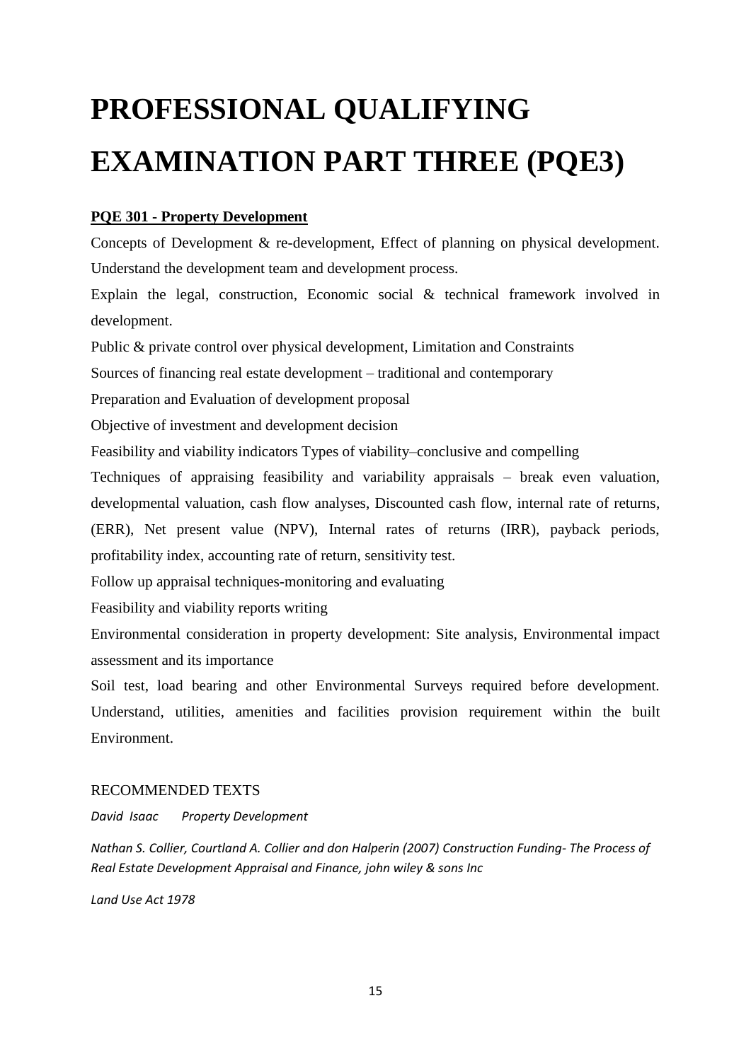# PROFESSIONAL QUALIFYING EXAMINATION PART THREE (PQE3)

**PQE 301 - Property Development**

Concepts of Development & re-development, Effect of planning on physical development. Understand the development team and development process.

Explain the legal, construction, Economic social & technical framework involved in development.

Public & private control over physical development, Limitation and Constraints

Sources of financing real estate development – traditional and contemporary

Preparation and Evaluation of development proposal

Objective of investment and development decision

Feasibility and viability indicators Types of viability–conclusive and compelling

Techniques of appraising feasibility and variability appraisals – break even valuation, developmental valuation, cash flow analyses, Discounted cash flow, internal rate of returns, (ERR), Net present value (NPV), Internal rates of returns (IRR), payback periods, profitability index, accounting rate of return, sensitivity test.

Follow up appraisal techniques-monitoring and evaluating

Feasibility and viability reports writing

Environmental consideration in property development: Site analysis, Environmental impact assessment and its importance

Soil test, load bearing and other Environmental Surveys required before development. Understand, utilities, amenities and facilities provision requirement within the built Environment.

RECOMMENDED TEXTS

*David Isaac Property Development*

*Nathan S. Collier, Courtland A. Collier and don Halperin (2007) Construction Funding- The Process of Real Estate Development Appraisal and Finance, john wiley & sons Inc*

*Land Use Act 1978*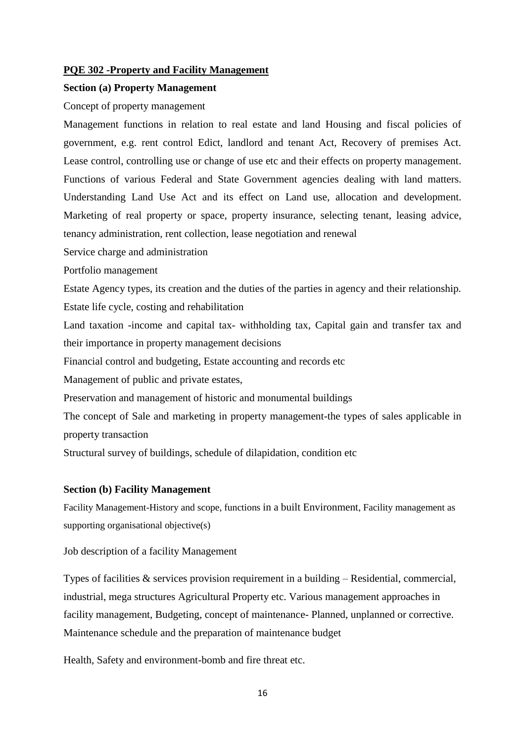**PQE 302 -Property and Facility Management**

**Section (a) Property Management**

Concept of property management

Management functions in relation to real estate and land Housing and fiscal policies of government, e.g. rent control Edict, landlord and tenant Act, Recovery of premises Act. Lease control, controlling use or change of use etc and their effects on property management. Functions of various Federal and State Government agencies dealing with land matters. Understanding Land Use Act and its effect on Land use, allocation and development. Marketing of real property or space, property insurance, selecting tenant, leasing advice, tenancy administration, rent collection, lease negotiation and renewal

Service charge and administration

Portfolio management

Estate Agency types, its creation and the duties of the parties in agency and their relationship.

Estate life cycle, costing and rehabilitation

Land taxation -income and capital tax- withholding tax, Capital gain and transfer tax and their importance in property management decisions

Financial control and budgeting, Estate accounting and records etc

Management of public and private estates,

Preservation and management of historic and monumental buildings

The concept of Sale and marketing in property management-the types of sales applicable in property transaction

Structural survey of buildings, schedule of dilapidation, condition etc

**Section (b) Facility Management**

Facility Management-History and scope, functions in a built Environment, Facility management as supporting organisational objective(s)

Job description of a facility Management

Types of facilities & services provision requirement in a building – Residential, commercial, industrial, mega structures Agricultural Property etc. Various management approaches in facility management, Budgeting, concept of maintenance- Planned, unplanned or corrective. Maintenance schedule and the preparation of maintenance budget

Health, Safety and environment-bomb and fire threat etc.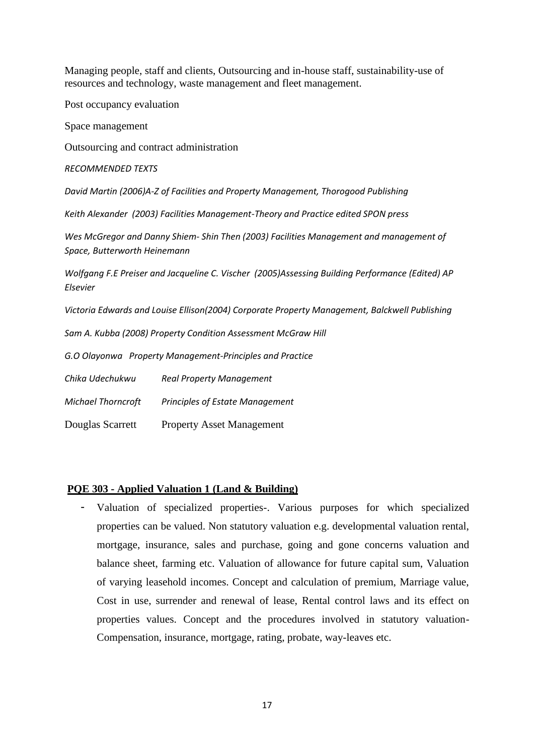Managing people, staff and clients, Outsourcing and in-house staff, sustainability-use of resources and technology, waste management and fleet management.

Post occupancy evaluation

Space management

Outsourcing and contract administration

*RECOMMENDED TEXTS*

*David Martin (2006)A-Z of Facilities and Property Management, Thorogood Publishing*

*Keith Alexander (2003) Facilities Management-Theory and Practice edited SPON press*

*Wes McGregor and Danny Shiem- Shin Then (2003) Facilities Management and management of Space, Butterworth Heinemann*

*Wolfgang F.E Preiser and Jacqueline C. Vischer (2005)Assessing Building Performance (Edited) AP Elsevier*

*Victoria Edwards and Louise Ellison(2004) Corporate Property Management, Balckwell Publishing*

*Sam A. Kubba (2008) Property Condition Assessment McGraw Hill*

*G.O Olayonwa Property Management-Principles and Practice*

*Chika Udechukwu Real Property Management*

*Michael Thorncroft Principles of Estate Management*

Douglas Scarrett Property Asset Management

## PQE 303 - Applied Valuation 1 (Land & Building)

- Valuation of specialized properties-. Various purposes for which specialized properties can be valued. Non statutory valuation e.g. developmental valuation rental, mortgage, insurance, sales and purchase, going and gone concerns valuation and balance sheet, farming etc. Valuation of allowance for future capital sum, Valuation of varying leasehold incomes. Concept and calculation of premium, Marriage value, Cost in use, surrender and renewal of lease, Rental control laws and its effect on properties values. Concept and the procedures involved in statutory valuation-Compensation, insurance, mortgage, rating, probate, way-leaves etc.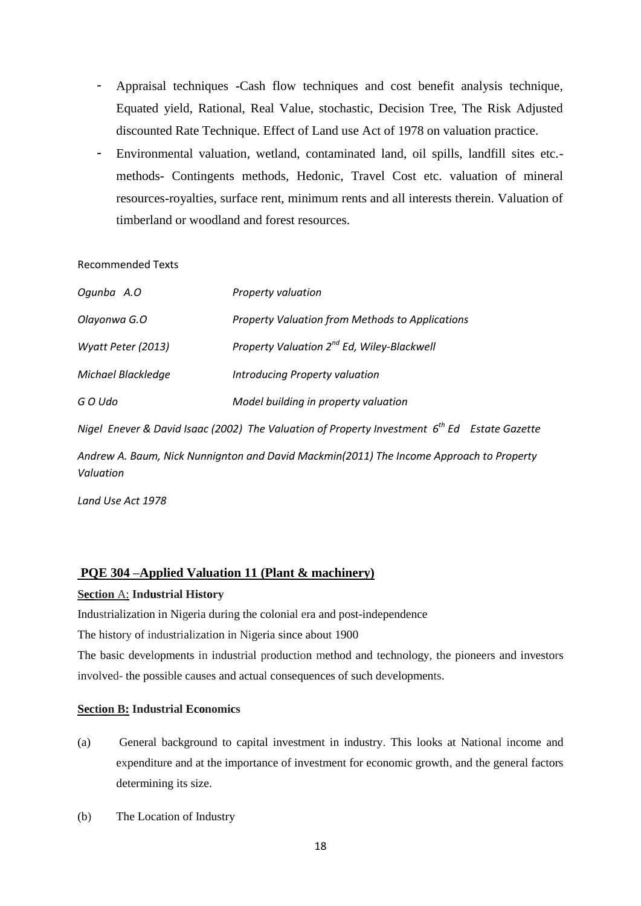- Appraisal techniques -Cash flow techniques and cost benefit analysis technique, Equated yield, Rational, Real Value, stochastic, Decision Tree, The Risk Adjusted discounted Rate Technique. Effect of Land use Act of 1978 on valuation practice.
- Environmental valuation, wetland, contaminated land, oil spills, landfill sites etc.- methods- Contingents methods, Hedonic, Travel Cost etc. valuation of mineral resources-royalties, surface rent, minimum rents and all interests therein. Valuation of timberland or woodland and forest resources.

Recommended Texts

| | |
|---|---|
| *Ogunba A.O* | *Property valuation* |
| *Olayonwa G.O* | *Property Valuation from Methods to Applications* |
| *Wyatt Peter (2013)* | *Property Valuation 2nd Ed, Wiley-Blackwell* |
| *Michael Blackledge* | *Introducing Property valuation* |
| *G O Udo* | *Model building in property valuation* |

*Nigel Enever & David Isaac (2002) The Valuation of Property Investment 6th Ed Estate Gazette*

*Andrew A. Baum, Nick Nunnignton and David Mackmin(2011) The Income Approach to Property Valuation*

*Land Use Act 1978*

## PQE 304 –Applied Valuation 11 (Plant & machinery)

**Section A: Industrial History**

Industrialization in Nigeria during the colonial era and post-independence

The history of industrialization in Nigeria since about 1900

The basic developments in industrial production method and technology, the pioneers and investors involved- the possible causes and actual consequences of such developments.

**Section B: Industrial Economics**

(a) General background to capital investment in industry. This looks at National income and expenditure and at the importance of investment for economic growth, and the general factors determining its size.

(b) The Location of Industry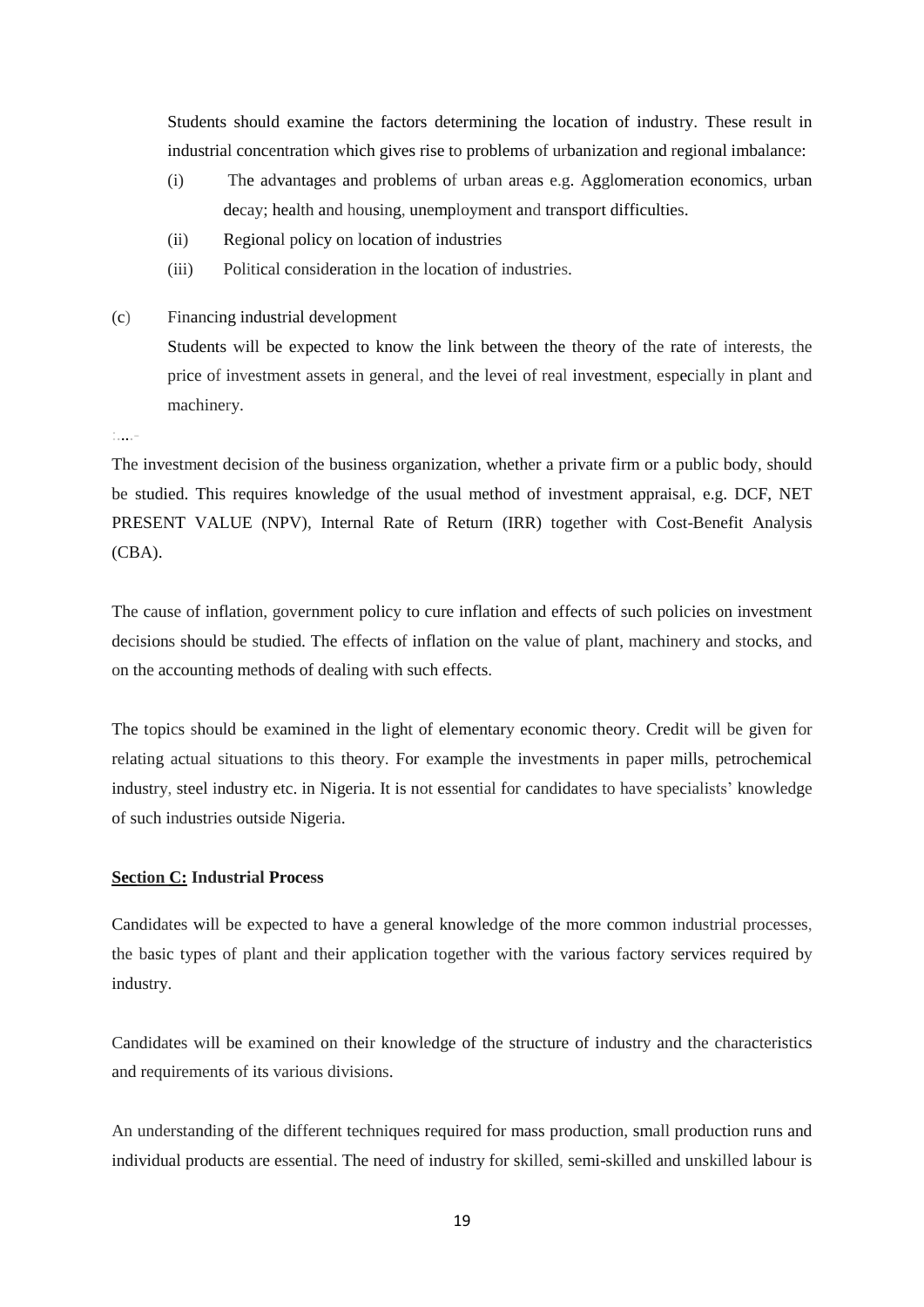Students should examine the factors determining the location of industry. These result in industrial concentration which gives rise to problems of urbanization and regional imbalance:

(i) The advantages and problems of urban areas e.g. Agglomeration economics, urban decay; health and housing, unemployment and transport difficulties.

(ii) Regional policy on location of industries

(iii) Political consideration in the location of industries.

(c) Financing industrial development

Students will be expected to know the link between the theory of the rate of interests, the price of investment assets in general, and the levei of real investment, especially in plant and machinery.

The investment decision of the business organization, whether a private firm or a public body, should be studied. This requires knowledge of the usual method of investment appraisal, e.g. DCF, NET PRESENT VALUE (NPV), Internal Rate of Return (IRR) together with Cost-Benefit Analysis (CBA).

The cause of inflation, government policy to cure inflation and effects of such policies on investment decisions should be studied. The effects of inflation on the value of plant, machinery and stocks, and on the accounting methods of dealing with such effects.

The topics should be examined in the light of elementary economic theory. Credit will be given for relating actual situations to this theory. For example the investments in paper mills, petrochemical industry, steel industry etc. in Nigeria. It is not essential for candidates to have specialists' knowledge of such industries outside Nigeria.

**<u>Section C:</u> Industrial Process**

Candidates will be expected to have a general knowledge of the more common industrial processes, the basic types of plant and their application together with the various factory services required by industry.

Candidates will be examined on their knowledge of the structure of industry and the characteristics and requirements of its various divisions.

An understanding of the different techniques required for mass production, small production runs and individual products are essential. The need of industry for skilled, semi-skilled and unskilled labour is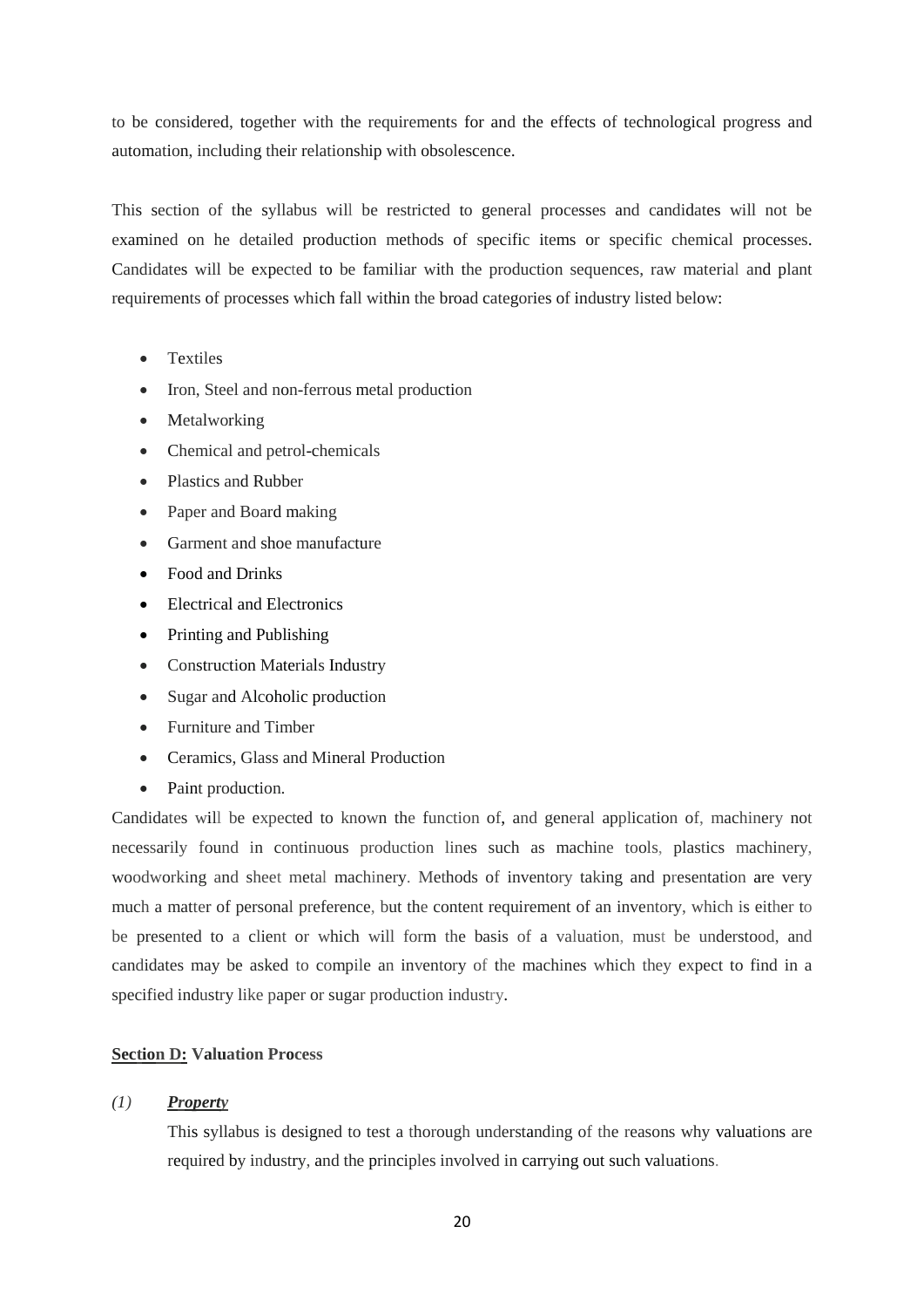to be considered, together with the requirements for and the effects of technological progress and automation, including their relationship with obsolescence.

This section of the syllabus will be restricted to general processes and candidates will not be examined on he detailed production methods of specific items or specific chemical processes. Candidates will be expected to be familiar with the production sequences, raw material and plant requirements of processes which fall within the broad categories of industry listed below:

- Textiles
- Iron, Steel and non-ferrous metal production
- Metalworking
- Chemical and petrol-chemicals
- Plastics and Rubber
- Paper and Board making
- Garment and shoe manufacture
- Food and Drinks
- Electrical and Electronics
- Printing and Publishing
- Construction Materials Industry
- Sugar and Alcoholic production
- Furniture and Timber
- Ceramics, Glass and Mineral Production
- Paint production.

Candidates will be expected to known the function of, and general application of, machinery not necessarily found in continuous production lines such as machine tools, plastics machinery, woodworking and sheet metal machinery. Methods of inventory taking and presentation are very much a matter of personal preference, but the content requirement of an inventory, which is either to be presented to a client or which will form the basis of a valuation, must be understood, and candidates may be asked to compile an inventory of the machines which they expect to find in a specified industry like paper or sugar production industry.

**<u>Section D:</u> Valuation Process**

*(1)* ***<u>Property</u>***

This syllabus is designed to test a thorough understanding of the reasons why valuations are required by industry, and the principles involved in carrying out such valuations.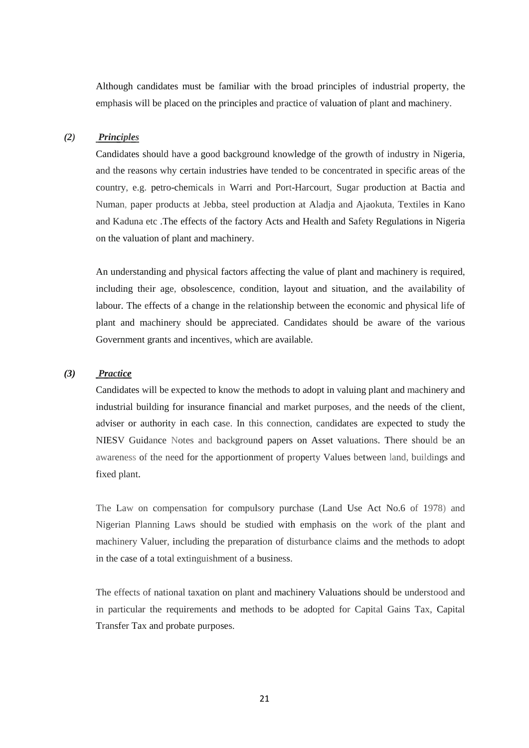Although candidates must be familiar with the broad principles of industrial property, the emphasis will be placed on the principles and practice of valuation of plant and machinery.

***(2) Principles***

Candidates should have a good background knowledge of the growth of industry in Nigeria, and the reasons why certain industries have tended to be concentrated in specific areas of the country, e.g. petro-chemicals in Warri and Port-Harcourt, Sugar production at Bactia and Numan, paper products at Jebba, steel production at Aladja and Ajaokuta, Textiles in Kano and Kaduna etc .The effects of the factory Acts and Health and Safety Regulations in Nigeria on the valuation of plant and machinery.

An understanding and physical factors affecting the value of plant and machinery is required, including their age, obsolescence, condition, layout and situation, and the availability of labour. The effects of a change in the relationship between the economic and physical life of plant and machinery should be appreciated. Candidates should be aware of the various Government grants and incentives, which are available.

***(3) Practice***

Candidates will be expected to know the methods to adopt in valuing plant and machinery and industrial building for insurance financial and market purposes, and the needs of the client, adviser or authority in each case. In this connection, candidates are expected to study the NIESV Guidance Notes and background papers on Asset valuations. There should be an awareness of the need for the apportionment of property Values between land, buildings and fixed plant.

The Law on compensation for compulsory purchase (Land Use Act No.6 of 1978) and Nigerian Planning Laws should be studied with emphasis on the work of the plant and machinery Valuer, including the preparation of disturbance claims and the methods to adopt in the case of a total extinguishment of a business.

The effects of national taxation on plant and machinery Valuations should be understood and in particular the requirements and methods to be adopted for Capital Gains Tax, Capital Transfer Tax and probate purposes.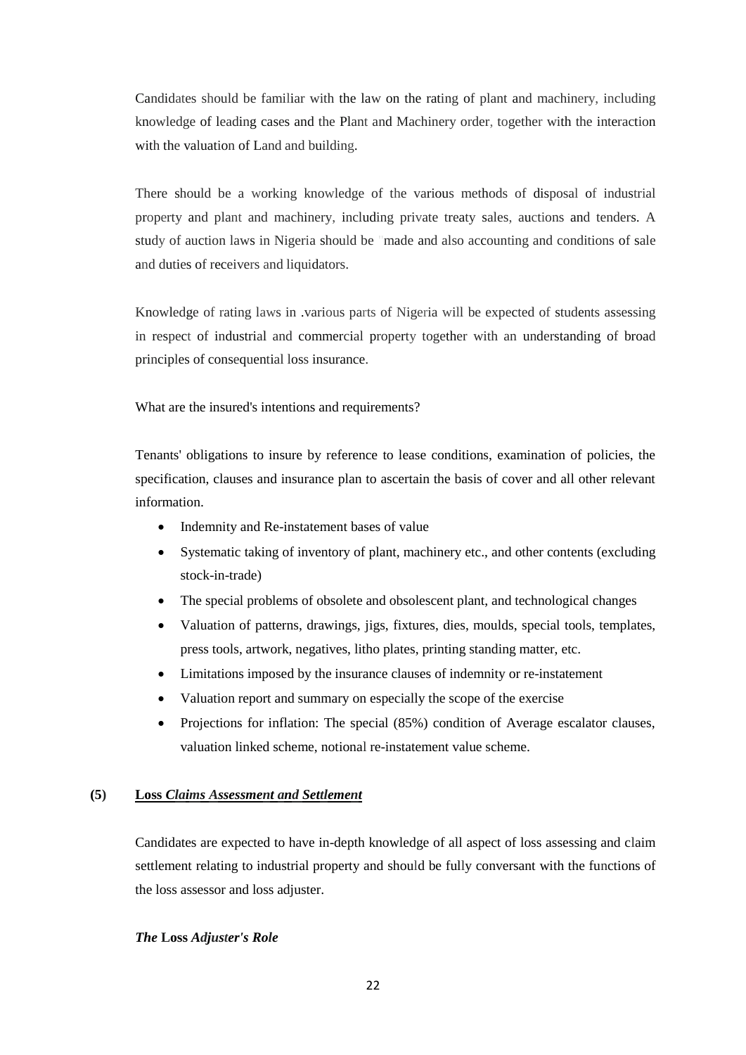Candidates should be familiar with the law on the rating of plant and machinery, including knowledge of leading cases and the Plant and Machinery order, together with the interaction with the valuation of Land and building.

There should be a working knowledge of the various methods of disposal of industrial property and plant and machinery, including private treaty sales, auctions and tenders. A study of auction laws in Nigeria should be "made and also accounting and conditions of sale and duties of receivers and liquidators.

Knowledge of rating laws in .various parts of Nigeria will be expected of students assessing in respect of industrial and commercial property together with an understanding of broad principles of consequential loss insurance.

What are the insured's intentions and requirements?

Tenants' obligations to insure by reference to lease conditions, examination of policies, the specification, clauses and insurance plan to ascertain the basis of cover and all other relevant information.

- Indemnity and Re-instatement bases of value
- Systematic taking of inventory of plant, machinery etc., and other contents (excluding stock-in-trade)
- The special problems of obsolete and obsolescent plant, and technological changes
- Valuation of patterns, drawings, jigs, fixtures, dies, moulds, special tools, templates, press tools, artwork, negatives, litho plates, printing standing matter, etc.
- Limitations imposed by the insurance clauses of indemnity or re-instatement
- Valuation report and summary on especially the scope of the exercise
- Projections for inflation: The special (85%) condition of Average escalator clauses, valuation linked scheme, notional re-instatement value scheme.

**(5) Loss *Claims Assessment and Settlement***

Candidates are expected to have in-depth knowledge of all aspect of loss assessing and claim settlement relating to industrial property and should be fully conversant with the functions of the loss assessor and loss adjuster.

***The* Loss *Adjuster's Role***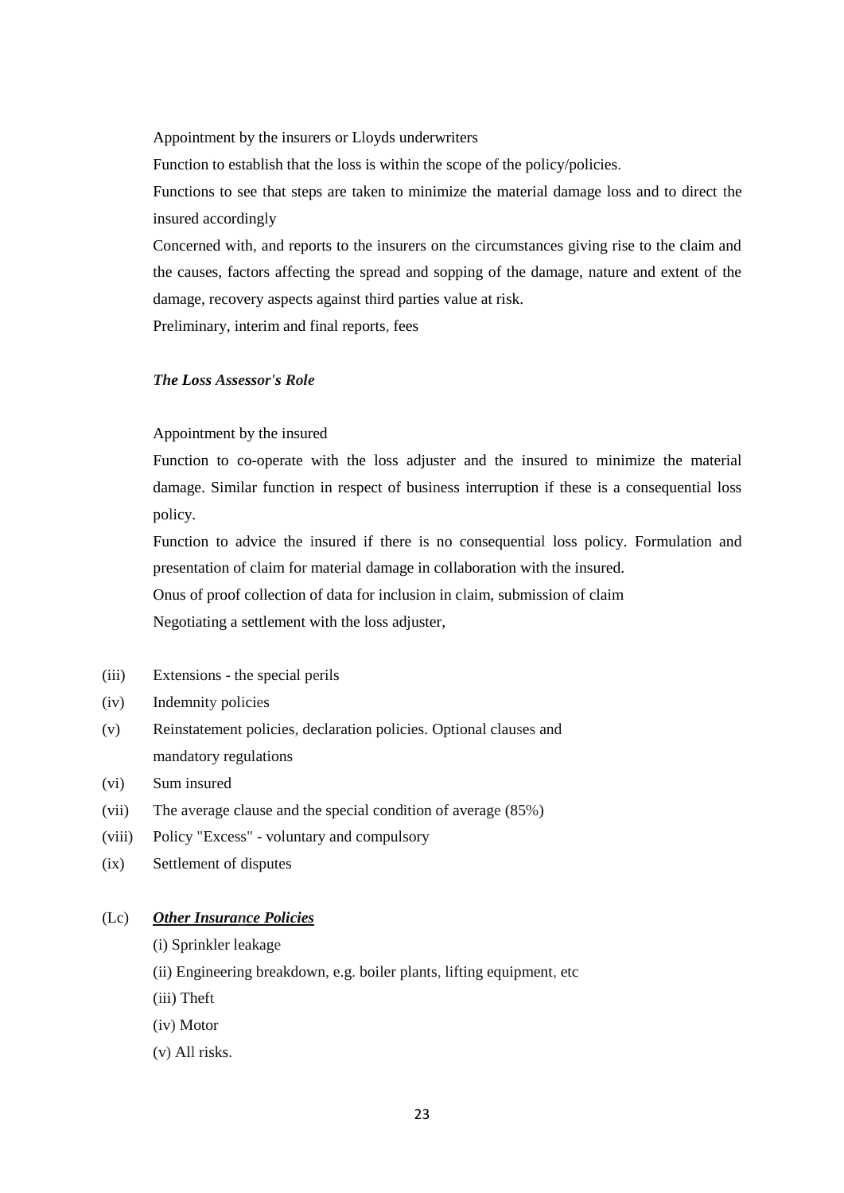Appointment by the insurers or Lloyds underwriters

Function to establish that the loss is within the scope of the policy/policies.

Functions to see that steps are taken to minimize the material damage loss and to direct the insured accordingly

Concerned with, and reports to the insurers on the circumstances giving rise to the claim and the causes, factors affecting the spread and sopping of the damage, nature and extent of the damage, recovery aspects against third parties value at risk.

Preliminary, interim and final reports, fees

***The Loss Assessor's Role***

Appointment by the insured

Function to co-operate with the loss adjuster and the insured to minimize the material damage. Similar function in respect of business interruption if these is a consequential loss policy.

Function to advice the insured if there is no consequential loss policy. Formulation and presentation of claim for material damage in collaboration with the insured.

Onus of proof collection of data for inclusion in claim, submission of claim

Negotiating a settlement with the loss adjuster,

(iii) Extensions - the special perils

(iv) Indemnity policies

(v) Reinstatement policies, declaration policies. Optional clauses and mandatory regulations

(vi) Sum insured

(vii) The average clause and the special condition of average (85%)

(viii) Policy "Excess" - voluntary and compulsory

(ix) Settlement of disputes

(Lc) ***Other Insurance Policies***

(i) Sprinkler leakage

(ii) Engineering breakdown, e.g. boiler plants, lifting equipment, etc

(iii) Theft

(iv) Motor

(v) All risks.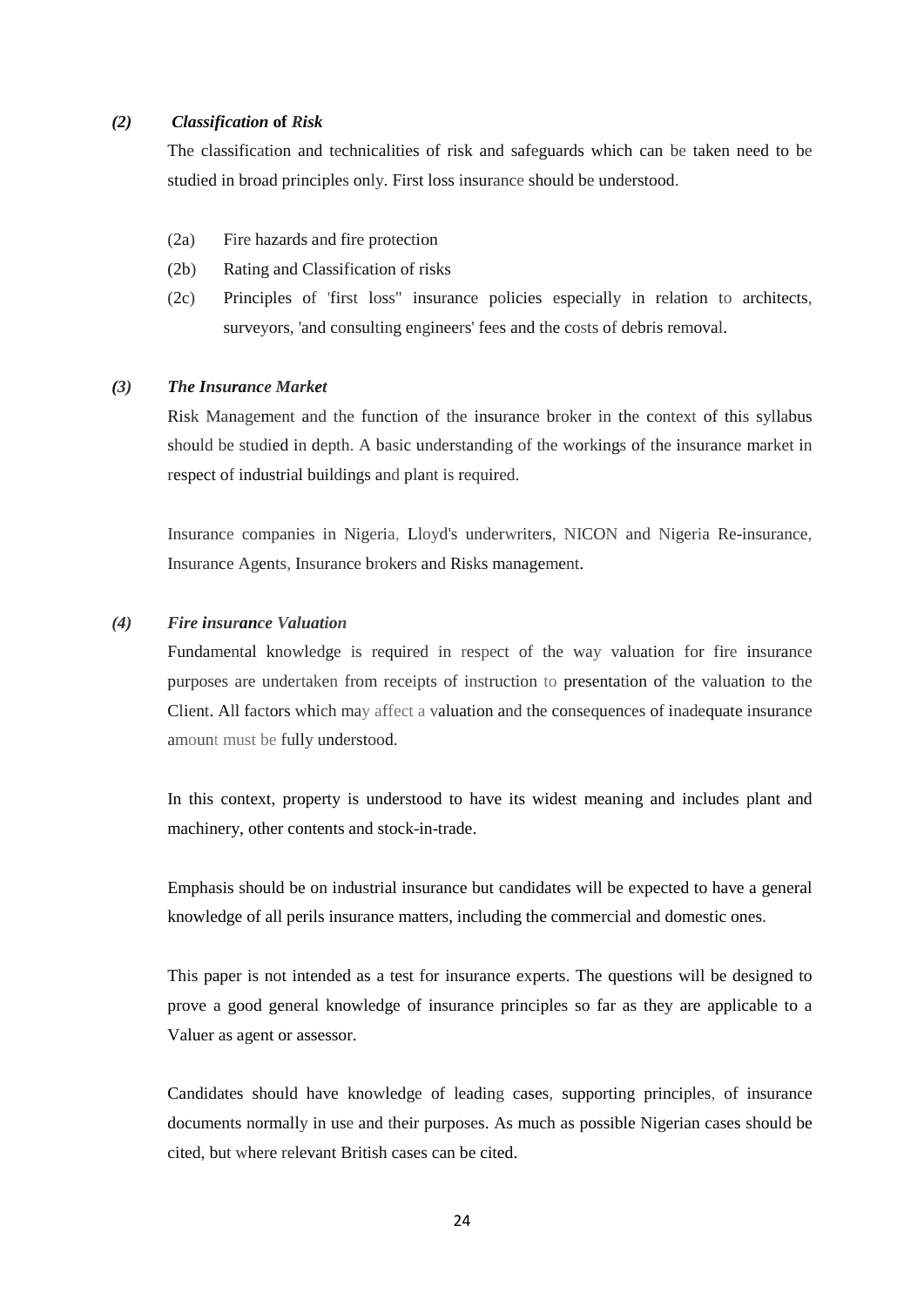### *(2) Classification* **of** *Risk*

The classification and technicalities of risk and safeguards which can be taken need to be studied in broad principles only. First loss insurance should be understood.

- (2a) Fire hazards and fire protection
- (2b) Rating and Classification of risks
- (2c) Principles of 'first loss" insurance policies especially in relation to architects, surveyors, 'and consulting engineers' fees and the costs of debris removal.

### *(3) The Insurance Market*

Risk Management and the function of the insurance broker in the context of this syllabus should be studied in depth. A basic understanding of the workings of the insurance market in respect of industrial buildings and plant is required.

Insurance companies in Nigeria, Lloyd's underwriters, NICON and Nigeria Re-insurance, Insurance Agents, Insurance brokers and Risks management.

### *(4) Fire insurance Valuation*

Fundamental knowledge is required in respect of the way valuation for fire insurance purposes are undertaken from receipts of instruction to presentation of the valuation to the Client. All factors which may affect a valuation and the consequences of inadequate insurance amount must be fully understood.

In this context, property is understood to have its widest meaning and includes plant and machinery, other contents and stock-in-trade.

Emphasis should be on industrial insurance but candidates will be expected to have a general knowledge of all perils insurance matters, including the commercial and domestic ones.

This paper is not intended as a test for insurance experts. The questions will be designed to prove a good general knowledge of insurance principles so far as they are applicable to a Valuer as agent or assessor.

Candidates should have knowledge of leading cases, supporting principles, of insurance documents normally in use and their purposes. As much as possible Nigerian cases should be cited, but where relevant British cases can be cited.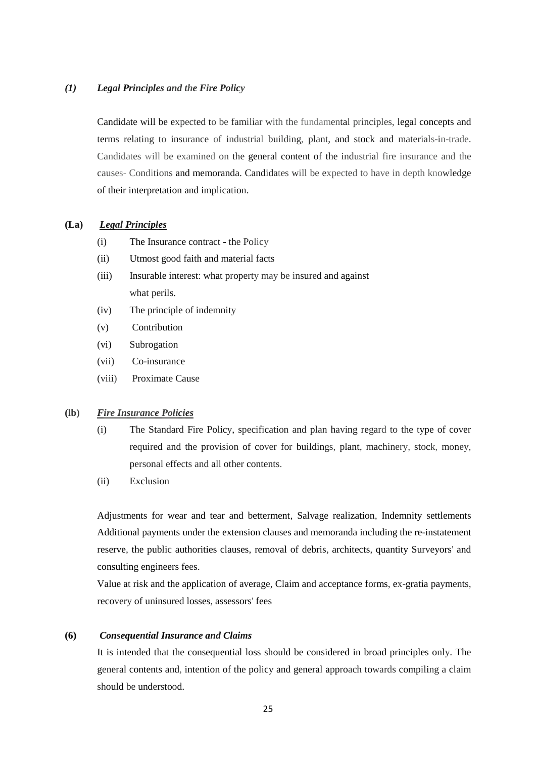### *(1) Legal Principles and the Fire Policy*

Candidate will be expected to be familiar with the fundamental principles, legal concepts and terms relating to insurance of industrial building, plant, and stock and materials-in-trade. Candidates will be examined on the general content of the industrial fire insurance and the causes- Conditions and memoranda. Candidates will be expected to have in depth knowledge of their interpretation and implication.

**(La)** ***Legal Principles***

- (i) The Insurance contract - the Policy
- (ii) Utmost good faith and material facts
- (iii) Insurable interest: what property may be insured and against what perils.
- (iv) The principle of indemnity
- (v) Contribution
- (vi) Subrogation
- (vii) Co-insurance
- (viii) Proximate Cause

**(lb)** ***Fire Insurance Policies***

- (i) The Standard Fire Policy, specification and plan having regard to the type of cover required and the provision of cover for buildings, plant, machinery, stock, money, personal effects and all other contents.
- (ii) Exclusion

Adjustments for wear and tear and betterment, Salvage realization, Indemnity settlements Additional payments under the extension clauses and memoranda including the re-instatement reserve, the public authorities clauses, removal of debris, architects, quantity Surveyors' and consulting engineers fees.

Value at risk and the application of average, Claim and acceptance forms, ex-gratia payments, recovery of uninsured losses, assessors' fees

**(6)** ***Consequential Insurance and Claims***

It is intended that the consequential loss should be considered in broad principles only. The general contents and, intention of the policy and general approach towards compiling a claim should be understood.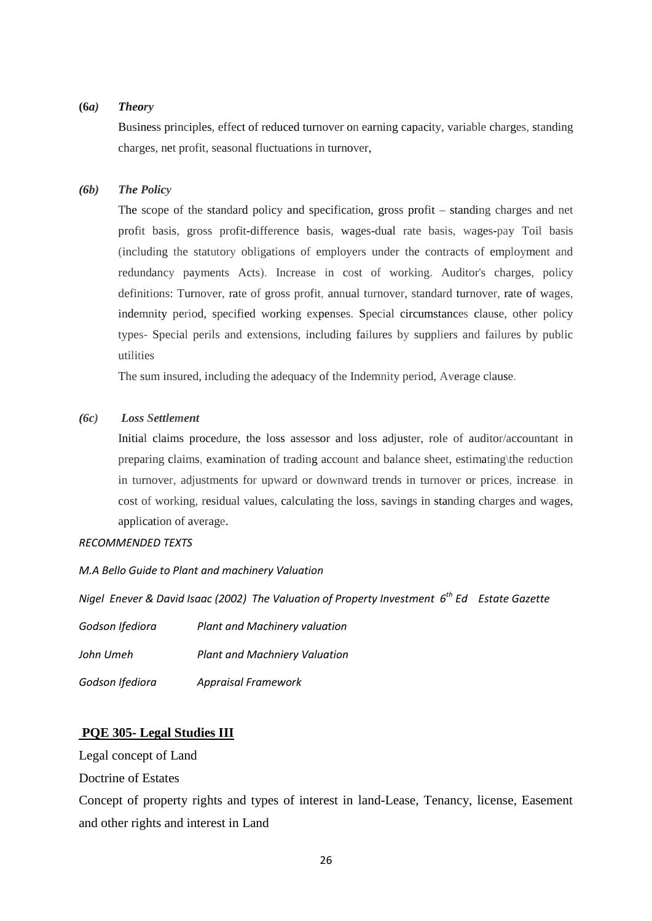**(6*a)* *Theory***

Business principles, effect of reduced turnover on earning capacity, variable charges, standing charges, net profit, seasonal fluctuations in turnover,

***(6b)* *The Policy***

The scope of the standard policy and specification, gross profit – standing charges and net profit basis, gross profit-difference basis, wages-dual rate basis, wages-pay Toil basis (including the statutory obligations of employers under the contracts of employment and redundancy payments Acts). Increase in cost of working. Auditor's charges, policy definitions: Turnover, rate of gross profit, annual turnover, standard turnover, rate of wages, indemnity period, specified working expenses. Special circumstances clause, other policy types- Special perils and extensions, including failures by suppliers and failures by public utilities

The sum insured, including the adequacy of the Indemnity period, Average clause.

***(6c)* *Loss Settlement***

Initial claims procedure, the loss assessor and loss adjuster, role of auditor/accountant in preparing claims, examination of trading account and balance sheet, estimating\the reduction in turnover, adjustments for upward or downward trends in turnover or prices, increase. in cost of working, residual values, calculating the loss, savings in standing charges and wages, application of average.

*RECOMMENDED TEXTS*

*M.A Bello Guide to Plant and machinery Valuation*

*Nigel Enever & David Isaac (2002) The Valuation of Property Investment 6th Ed Estate Gazette*

*Godson Ifediora* *Plant and Machinery valuation*

*John Umeh* *Plant and Machniery Valuation*

*Godson Ifediora* *Appraisal Framework*

## PQE 305- Legal Studies III

Legal concept of Land

Doctrine of Estates

Concept of property rights and types of interest in land-Lease, Tenancy, license, Easement and other rights and interest in Land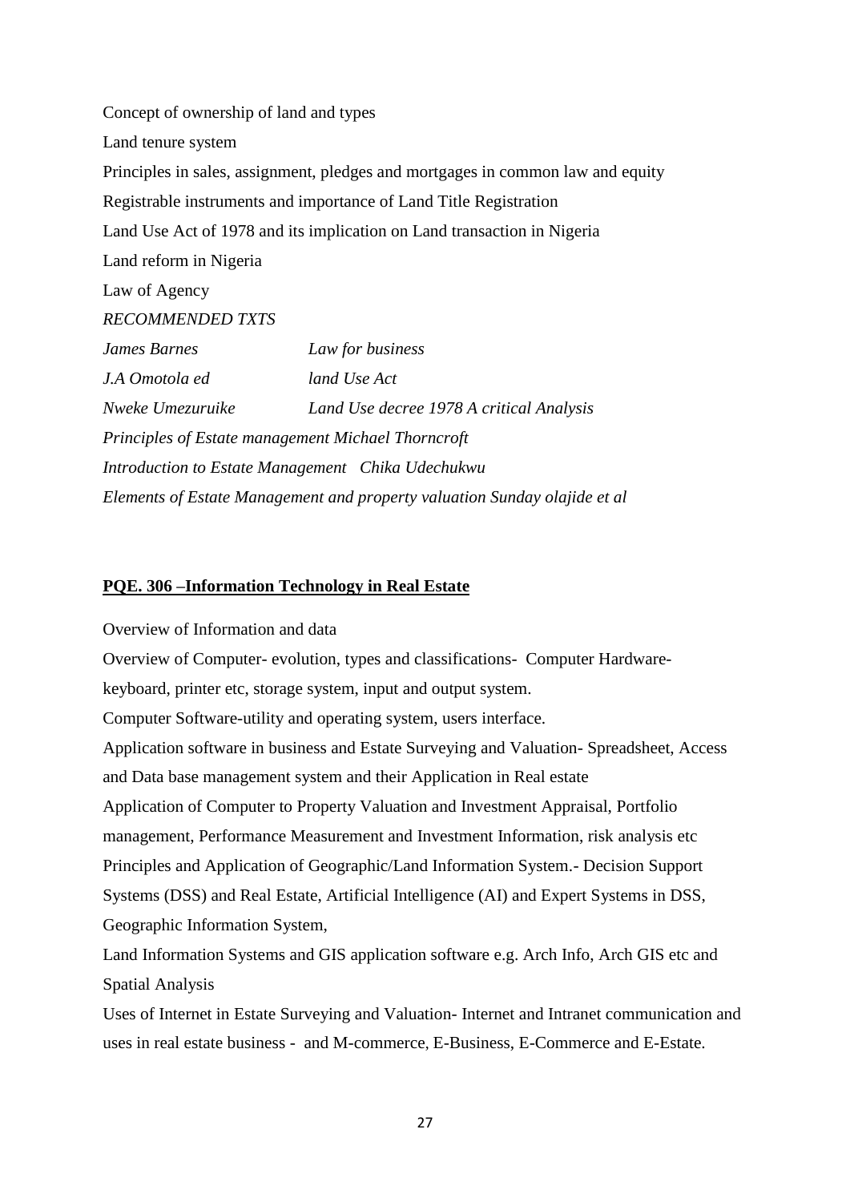Concept of ownership of land and types

Land tenure system

Principles in sales, assignment, pledges and mortgages in common law and equity

Registrable instruments and importance of Land Title Registration

Land Use Act of 1978 and its implication on Land transaction in Nigeria

Land reform in Nigeria

Law of Agency

*RECOMMENDED TXTS*

| | |
|---|---|
| *James Barnes* | *Law for business* |
| *J.A Omotola ed* | *land Use Act* |
| *Nweke Umezuruike* | *Land Use decree 1978 A critical Analysis* |

*Principles of Estate management Michael Thorncroft*

*Introduction to Estate Management Chika Udechukwu*

*Elements of Estate Management and property valuation Sunday olajide et al*

**PQE. 306 –Information Technology in Real Estate**

Overview of Information and data

Overview of Computer- evolution, types and classifications- Computer Hardware-keyboard, printer etc, storage system, input and output system.

Computer Software-utility and operating system, users interface.

Application software in business and Estate Surveying and Valuation- Spreadsheet, Access and Data base management system and their Application in Real estate

Application of Computer to Property Valuation and Investment Appraisal, Portfolio management, Performance Measurement and Investment Information, risk analysis etc

Principles and Application of Geographic/Land Information System.- Decision Support Systems (DSS) and Real Estate, Artificial Intelligence (AI) and Expert Systems in DSS, Geographic Information System,

Land Information Systems and GIS application software e.g. Arch Info, Arch GIS etc and Spatial Analysis

Uses of Internet in Estate Surveying and Valuation- Internet and Intranet communication and uses in real estate business - and M-commerce, E-Business, E-Commerce and E-Estate.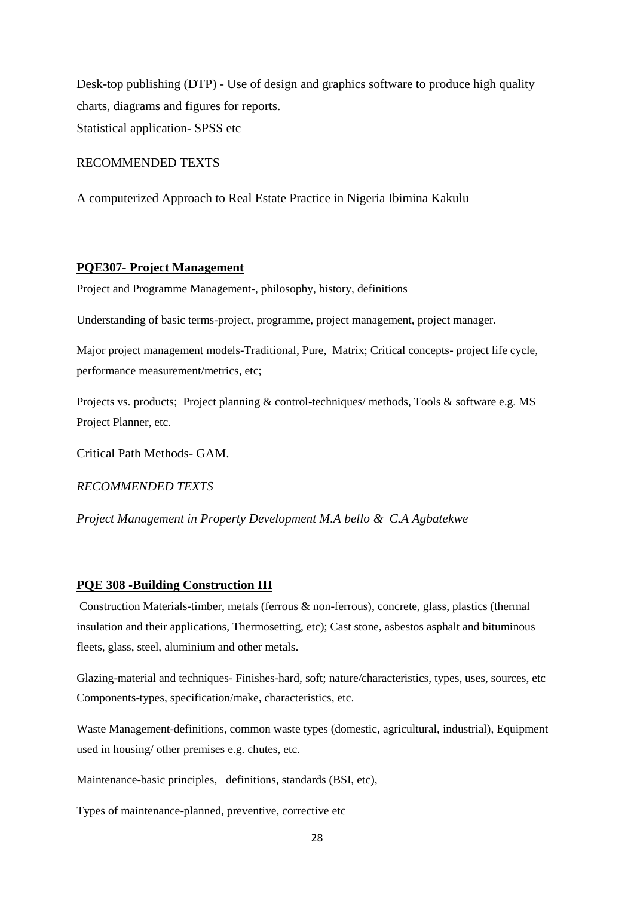Desk-top publishing (DTP) - Use of design and graphics software to produce high quality charts, diagrams and figures for reports.
Statistical application- SPSS etc

RECOMMENDED TEXTS

A computerized Approach to Real Estate Practice in Nigeria Ibimina Kakulu

## **PQE307- Project Management**

Project and Programme Management-, philosophy, history, definitions

Understanding of basic terms-project, programme, project management, project manager.

Major project management models-Traditional, Pure, Matrix; Critical concepts- project life cycle, performance measurement/metrics, etc;

Projects vs. products; Project planning & control-techniques/ methods, Tools & software e.g. MS Project Planner, etc.

Critical Path Methods- GAM.

*RECOMMENDED TEXTS*

*Project Management in Property Development M.A bello & C.A Agbatekwe*

## **PQE 308 -Building Construction III**

Construction Materials-timber, metals (ferrous & non-ferrous), concrete, glass, plastics (thermal insulation and their applications, Thermosetting, etc); Cast stone, asbestos asphalt and bituminous fleets, glass, steel, aluminium and other metals.

Glazing-material and techniques- Finishes-hard, soft; nature/characteristics, types, uses, sources, etc Components-types, specification/make, characteristics, etc.

Waste Management-definitions, common waste types (domestic, agricultural, industrial), Equipment used in housing/ other premises e.g. chutes, etc.

Maintenance-basic principles, definitions, standards (BSI, etc),

Types of maintenance-planned, preventive, corrective etc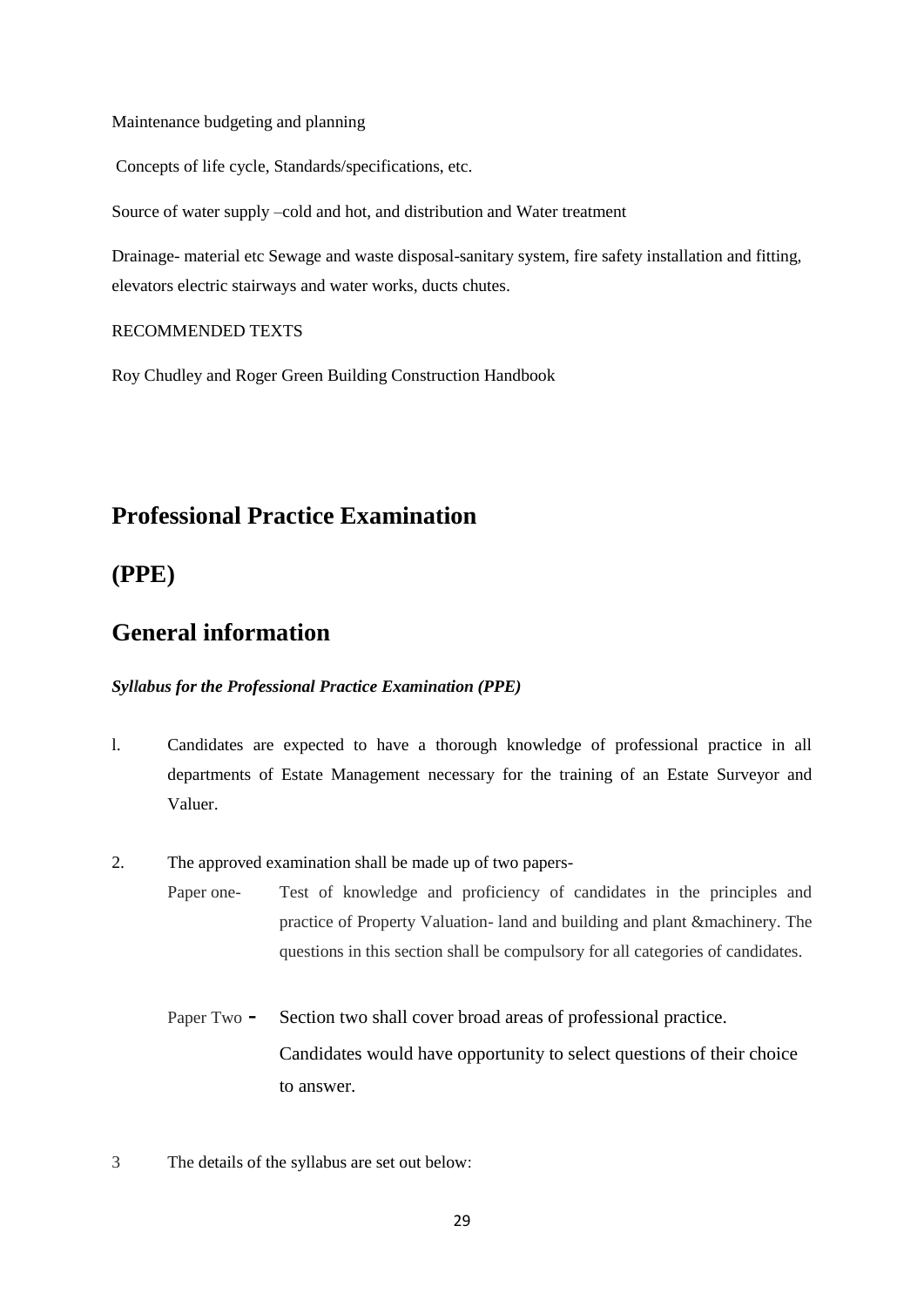Maintenance budgeting and planning

Concepts of life cycle, Standards/specifications, etc.

Source of water supply –cold and hot, and distribution and Water treatment

Drainage- material etc Sewage and waste disposal-sanitary system, fire safety installation and fitting, elevators electric stairways and water works, ducts chutes.

RECOMMENDED TEXTS

Roy Chudley and Roger Green Building Construction Handbook

# Professional Practice Examination

# (PPE)

# General information

***Syllabus for the Professional Practice Examination (PPE)***

l. Candidates are expected to have a thorough knowledge of professional practice in all departments of Estate Management necessary for the training of an Estate Surveyor and Valuer.

2. The approved examination shall be made up of two papers-

   Paper one- Test of knowledge and proficiency of candidates in the principles and practice of Property Valuation- land and building and plant &machinery. The questions in this section shall be compulsory for all categories of candidates.

   Paper Two - Section two shall cover broad areas of professional practice. Candidates would have opportunity to select questions of their choice to answer.

3 The details of the syllabus are set out below: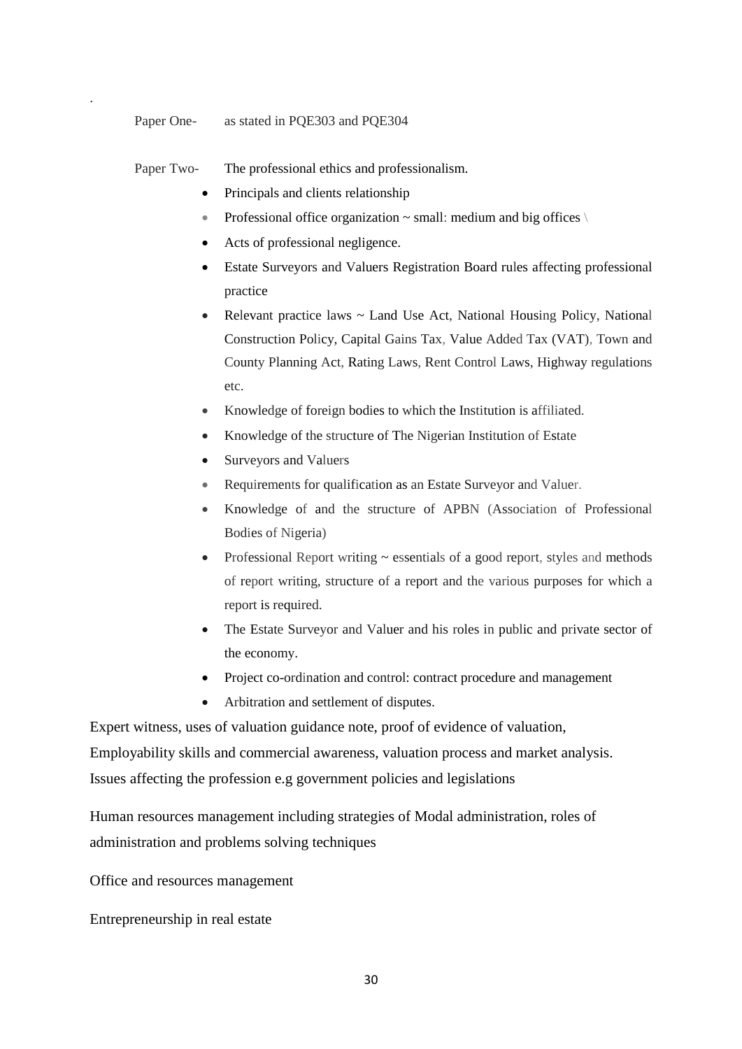.

Paper One- as stated in PQE303 and PQE304

Paper Two- The professional ethics and professionalism.

- Principals and clients relationship
- Professional office organization ~ small: medium and big offices \
- Acts of professional negligence.
- Estate Surveyors and Valuers Registration Board rules affecting professional practice
- Relevant practice laws ~ Land Use Act, National Housing Policy, National Construction Policy, Capital Gains Tax, Value Added Tax (VAT), Town and County Planning Act, Rating Laws, Rent Control Laws, Highway regulations etc.
- Knowledge of foreign bodies to which the Institution is affiliated.
- Knowledge of the structure of The Nigerian Institution of Estate
- Surveyors and Valuers
- Requirements for qualification as an Estate Surveyor and Valuer.
- Knowledge of and the structure of APBN (Association of Professional Bodies of Nigeria)
- Professional Report writing ~ essentials of a good report, styles and methods of report writing, structure of a report and the various purposes for which a report is required.
- The Estate Surveyor and Valuer and his roles in public and private sector of the economy.
- Project co-ordination and control: contract procedure and management
- Arbitration and settlement of disputes.

Expert witness, uses of valuation guidance note, proof of evidence of valuation,
Employability skills and commercial awareness, valuation process and market analysis.
Issues affecting the profession e.g government policies and legislations

Human resources management including strategies of Modal administration, roles of administration and problems solving techniques

Office and resources management

Entrepreneurship in real estate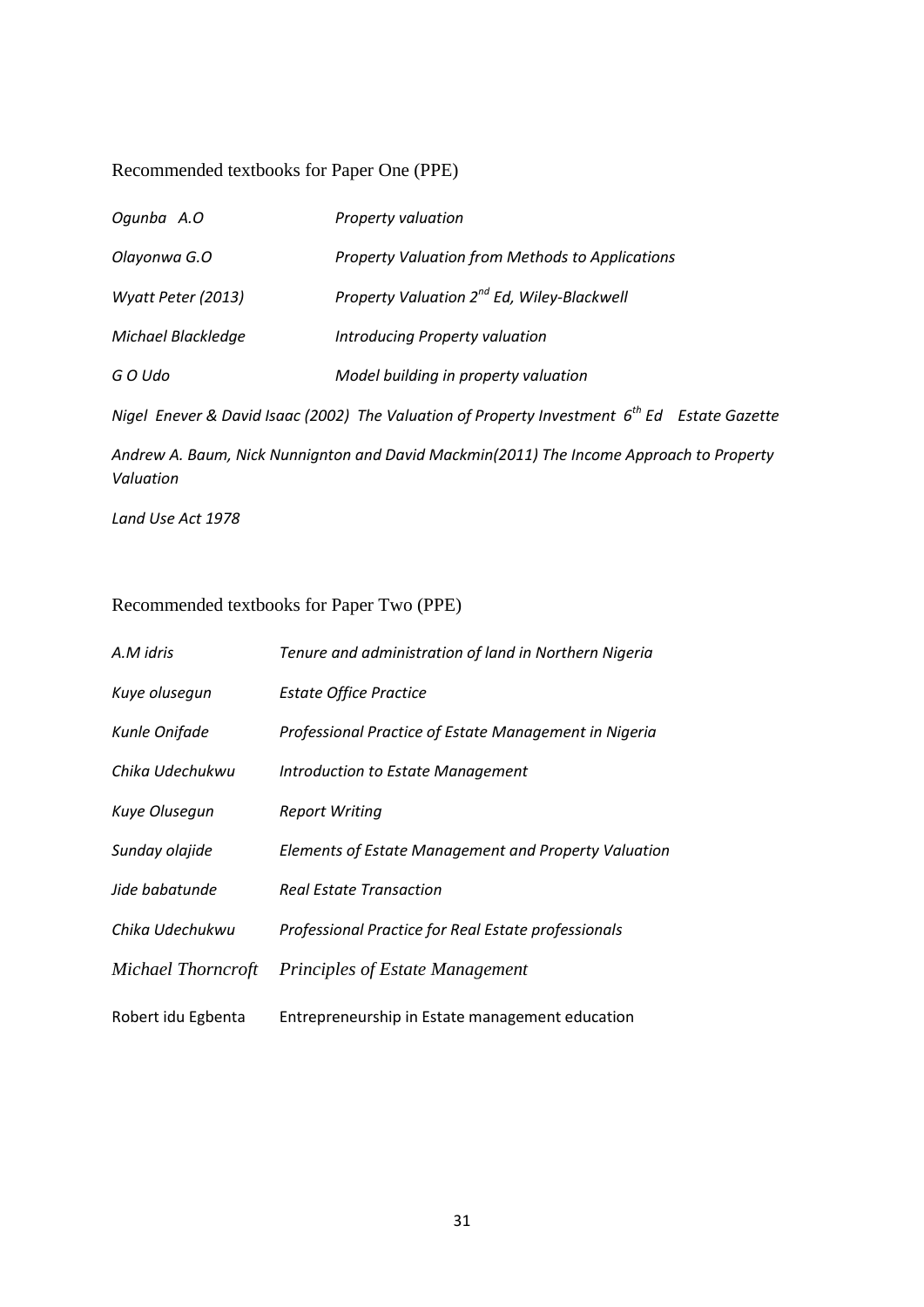## Recommended textbooks for Paper One (PPE)

| | |
|---|---|
| *Ogunba A.O* | *Property valuation* |
| *Olayonwa G.O* | *Property Valuation from Methods to Applications* |
| *Wyatt Peter (2013)* | *Property Valuation 2nd Ed, Wiley-Blackwell* |
| *Michael Blackledge* | *Introducing Property valuation* |
| *G O Udo* | *Model building in property valuation* |

*Nigel Enever & David Isaac (2002) The Valuation of Property Investment 6th Ed Estate Gazette*

*Andrew A. Baum, Nick Nunnignton and David Mackmin(2011) The Income Approach to Property Valuation*

*Land Use Act 1978*

## Recommended textbooks for Paper Two (PPE)

| | |
|---|---|
| *A.M idris* | *Tenure and administration of land in Northern Nigeria* |
| *Kuye olusegun* | *Estate Office Practice* |
| *Kunle Onifade* | *Professional Practice of Estate Management in Nigeria* |
| *Chika Udechukwu* | *Introduction to Estate Management* |
| *Kuye Olusegun* | *Report Writing* |
| *Sunday olajide* | *Elements of Estate Management and Property Valuation* |
| *Jide babatunde* | *Real Estate Transaction* |
| *Chika Udechukwu* | *Professional Practice for Real Estate professionals* |
| *Michael Thorncroft* | *Principles of Estate Management* |
| Robert idu Egbenta | Entrepreneurship in Estate management education |